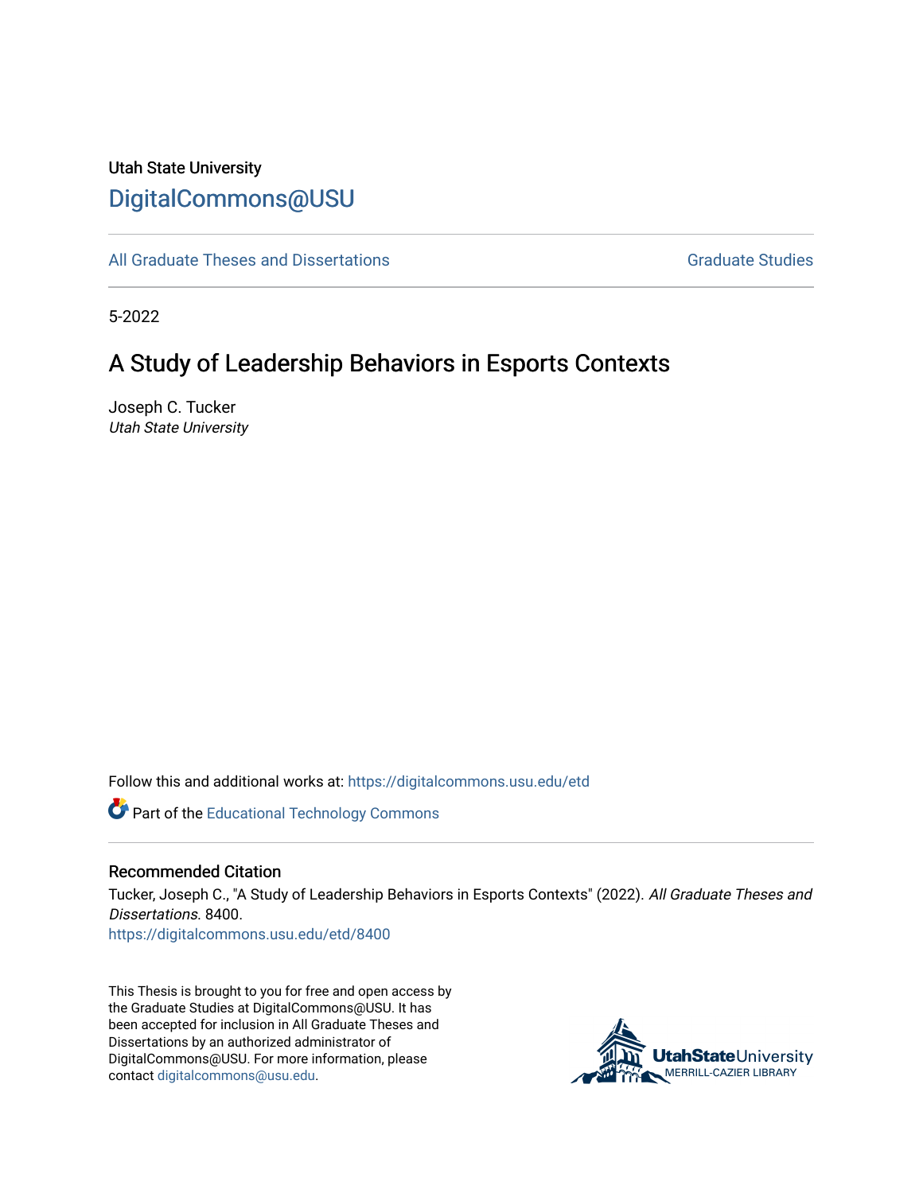Utah State University

# DigitalCommons@USU

All Graduate Theses and Dissertations | Graduate Studies

5-2022

## A Study of Leadership Behaviors in Esports Contexts

Joseph C. Tucker
*Utah State University*

Follow this and additional works at: https://digitalcommons.usu.edu/etd

Part of the Educational Technology Commons

### Recommended Citation

Tucker, Joseph C., "A Study of Leadership Behaviors in Esports Contexts" (2022). *All Graduate Theses and Dissertations*. 8400.
https://digitalcommons.usu.edu/etd/8400

This Thesis is brought to you for free and open access by the Graduate Studies at DigitalCommons@USU. It has been accepted for inclusion in All Graduate Theses and Dissertations by an authorized administrator of DigitalCommons@USU. For more information, please contact digitalcommons@usu.edu.

UtahStateUniversity
MERRILL-CAZIER LIBRARY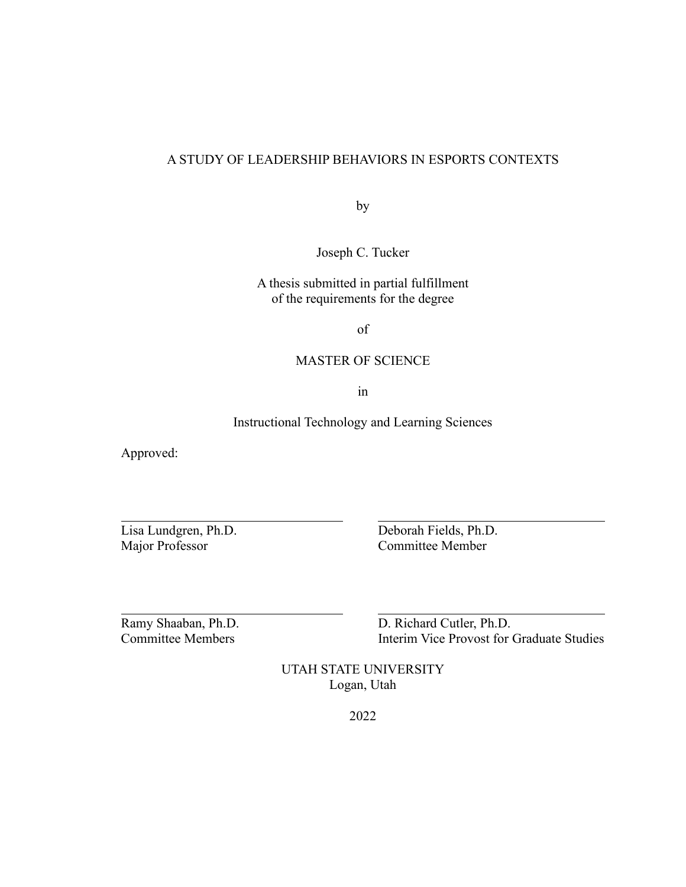A STUDY OF LEADERSHIP BEHAVIORS IN ESPORTS CONTEXTS

by

Joseph C. Tucker

A thesis submitted in partial fulfillment
of the requirements for the degree

of

MASTER OF SCIENCE

in

Instructional Technology and Learning Sciences

Approved:

| | |
|---|---|
| Lisa Lundgren, Ph.D.<br>Major Professor | Deborah Fields, Ph.D.<br>Committee Member |
| Ramy Shaaban, Ph.D.<br>Committee Members | D. Richard Cutler, Ph.D.<br>Interim Vice Provost for Graduate Studies |

UTAH STATE UNIVERSITY
Logan, Utah

2022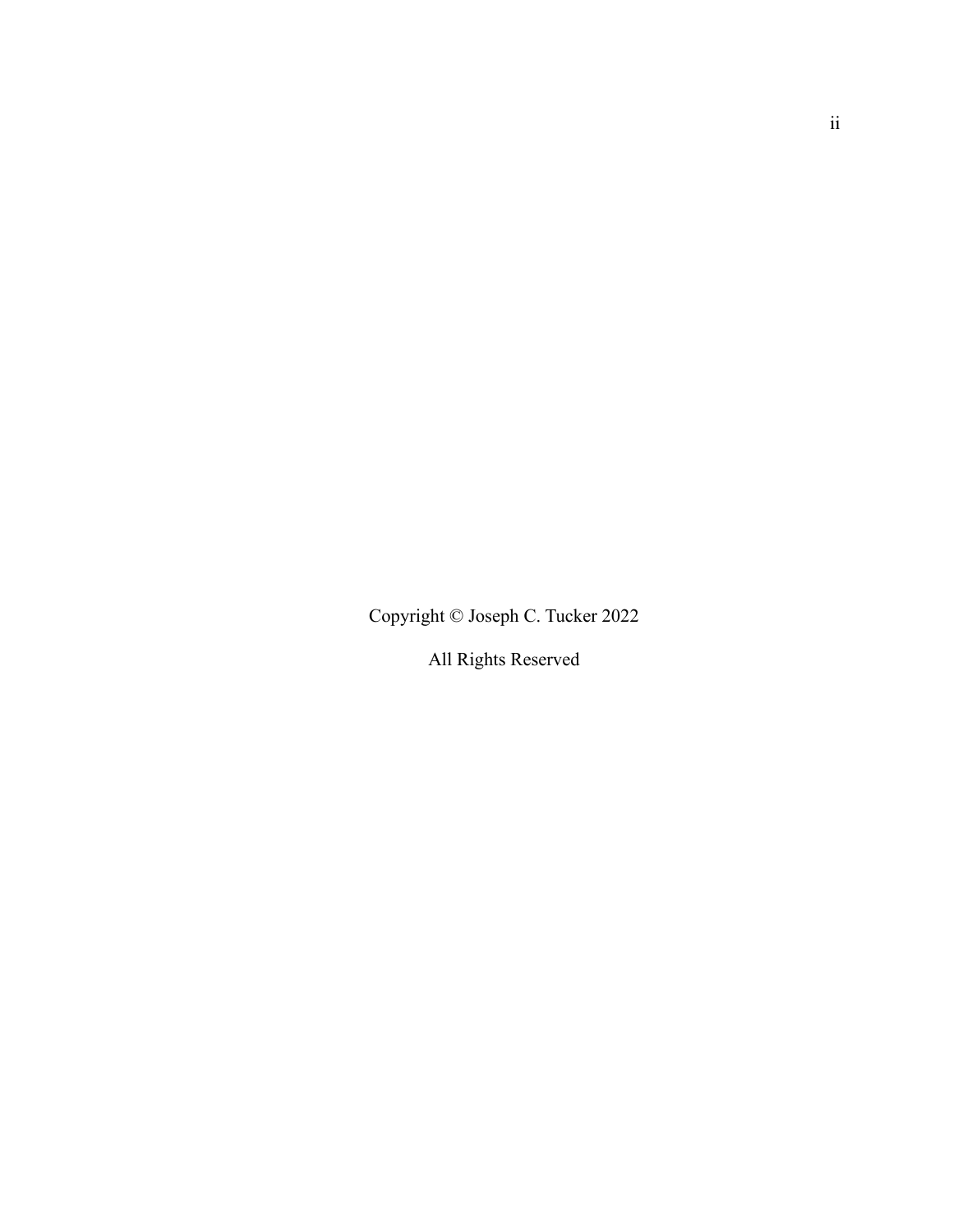Copyright © Joseph C. Tucker 2022

All Rights Reserved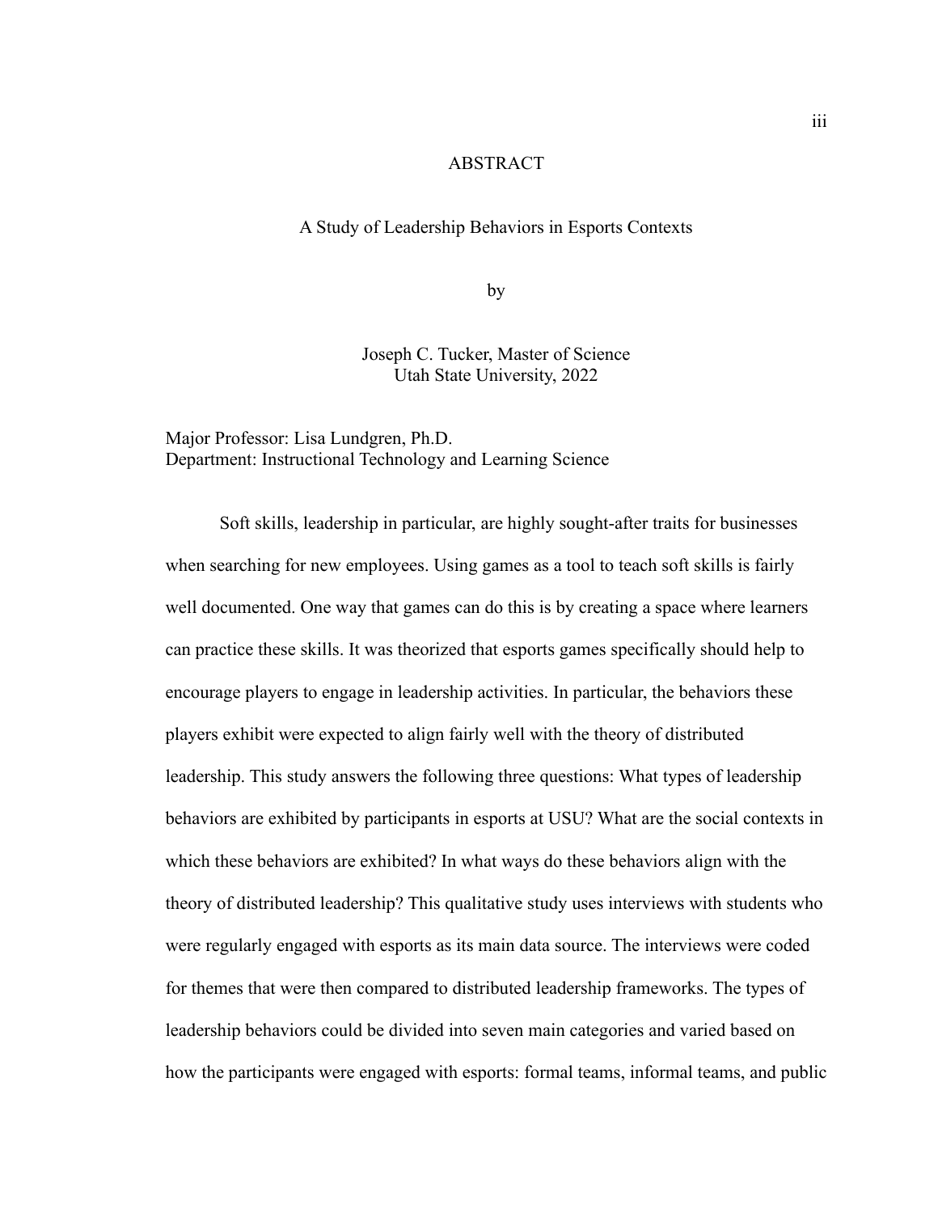# ABSTRACT

## A Study of Leadership Behaviors in Esports Contexts

by

Joseph C. Tucker, Master of Science
Utah State University, 2022

Major Professor: Lisa Lundgren, Ph.D.
Department: Instructional Technology and Learning Science

Soft skills, leadership in particular, are highly sought-after traits for businesses when searching for new employees. Using games as a tool to teach soft skills is fairly well documented. One way that games can do this is by creating a space where learners can practice these skills. It was theorized that esports games specifically should help to encourage players to engage in leadership activities. In particular, the behaviors these players exhibit were expected to align fairly well with the theory of distributed leadership. This study answers the following three questions: What types of leadership behaviors are exhibited by participants in esports at USU? What are the social contexts in which these behaviors are exhibited? In what ways do these behaviors align with the theory of distributed leadership? This qualitative study uses interviews with students who were regularly engaged with esports as its main data source. The interviews were coded for themes that were then compared to distributed leadership frameworks. The types of leadership behaviors could be divided into seven main categories and varied based on how the participants were engaged with esports: formal teams, informal teams, and public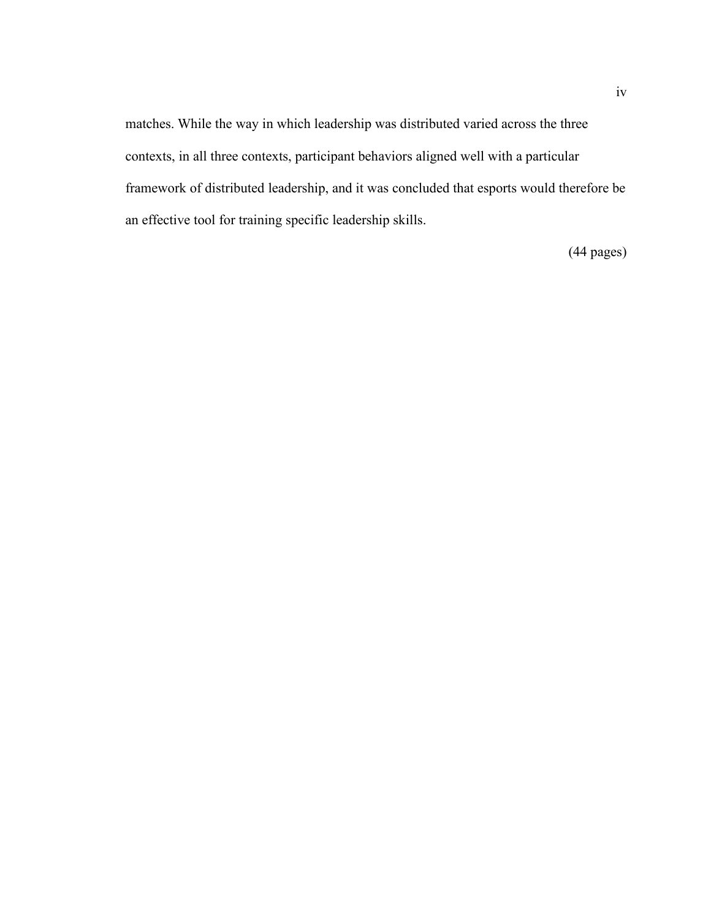matches. While the way in which leadership was distributed varied across the three contexts, in all three contexts, participant behaviors aligned well with a particular framework of distributed leadership, and it was concluded that esports would therefore be an effective tool for training specific leadership skills.

(44 pages)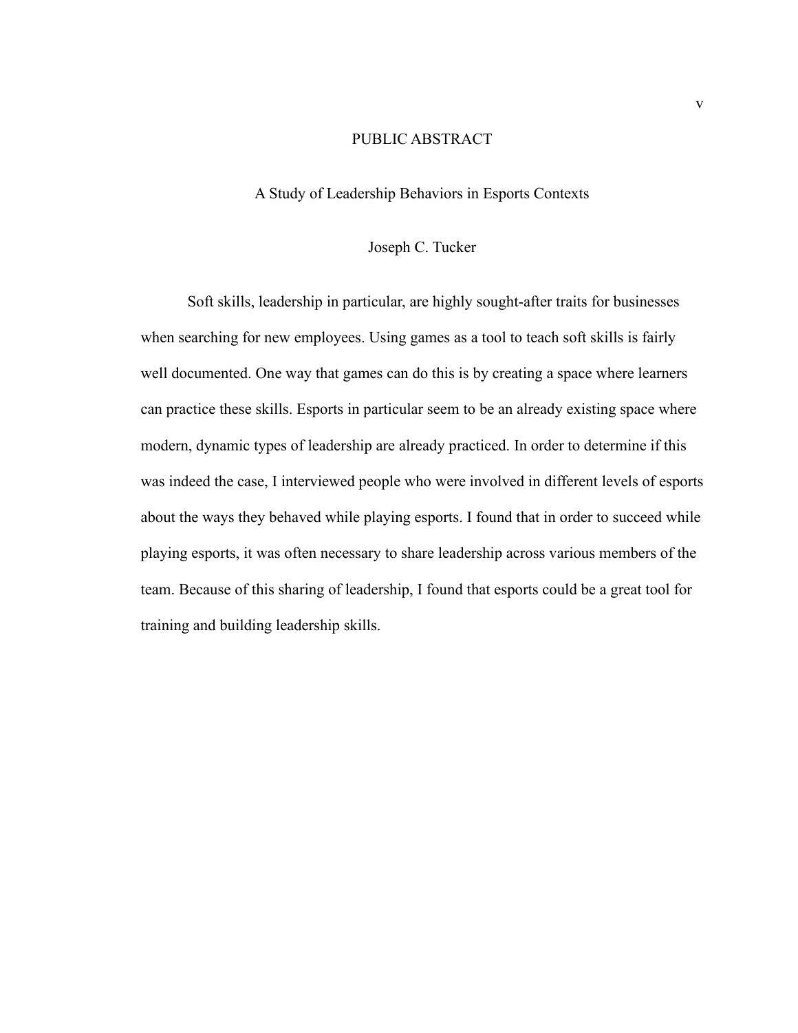# PUBLIC ABSTRACT

## A Study of Leadership Behaviors in Esports Contexts

Joseph C. Tucker

Soft skills, leadership in particular, are highly sought-after traits for businesses when searching for new employees. Using games as a tool to teach soft skills is fairly well documented. One way that games can do this is by creating a space where learners can practice these skills. Esports in particular seem to be an already existing space where modern, dynamic types of leadership are already practiced. In order to determine if this was indeed the case, I interviewed people who were involved in different levels of esports about the ways they behaved while playing esports. I found that in order to succeed while playing esports, it was often necessary to share leadership across various members of the team. Because of this sharing of leadership, I found that esports could be a great tool for training and building leadership skills.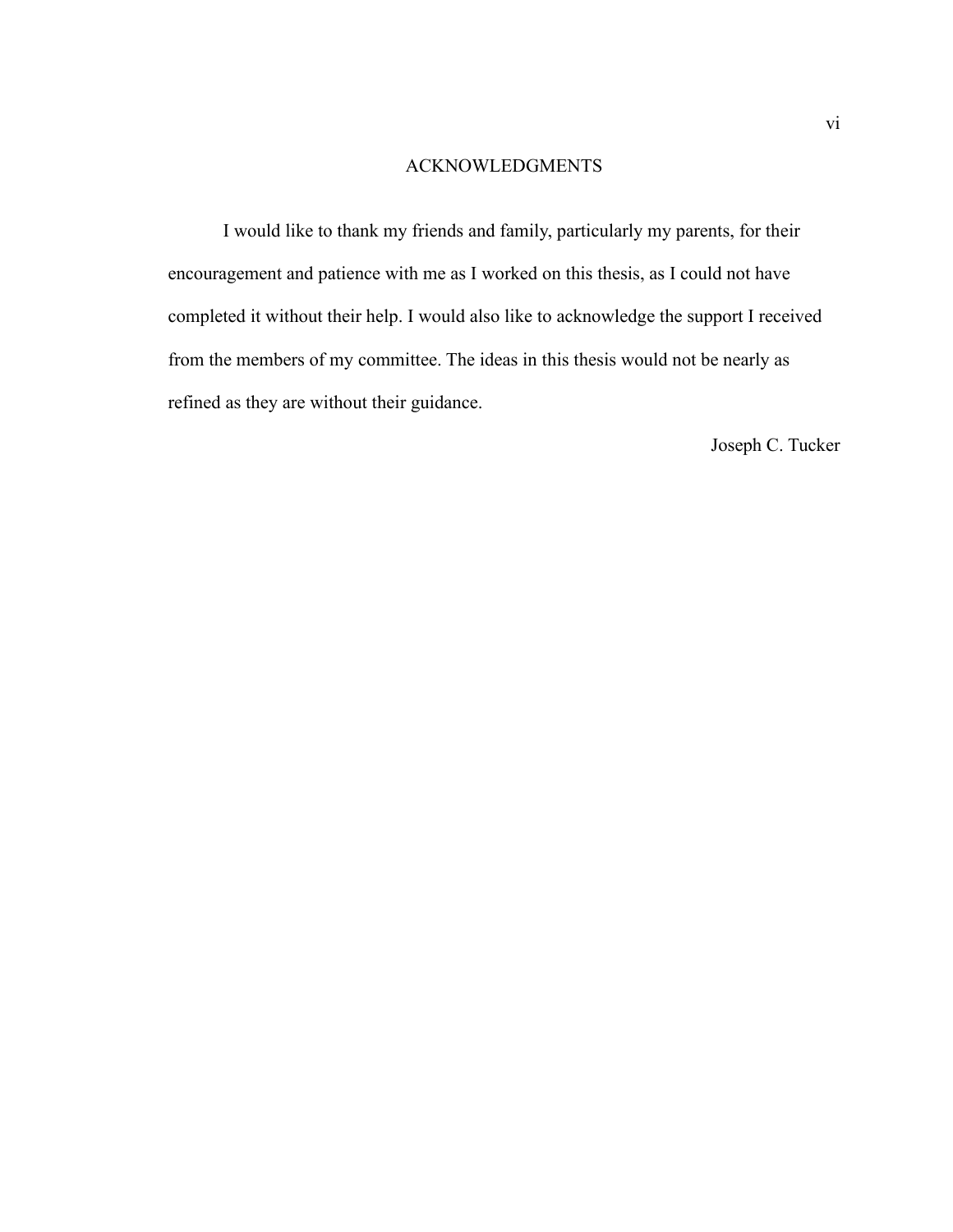## ACKNOWLEDGMENTS

I would like to thank my friends and family, particularly my parents, for their encouragement and patience with me as I worked on this thesis, as I could not have completed it without their help. I would also like to acknowledge the support I received from the members of my committee. The ideas in this thesis would not be nearly as refined as they are without their guidance.

Joseph C. Tucker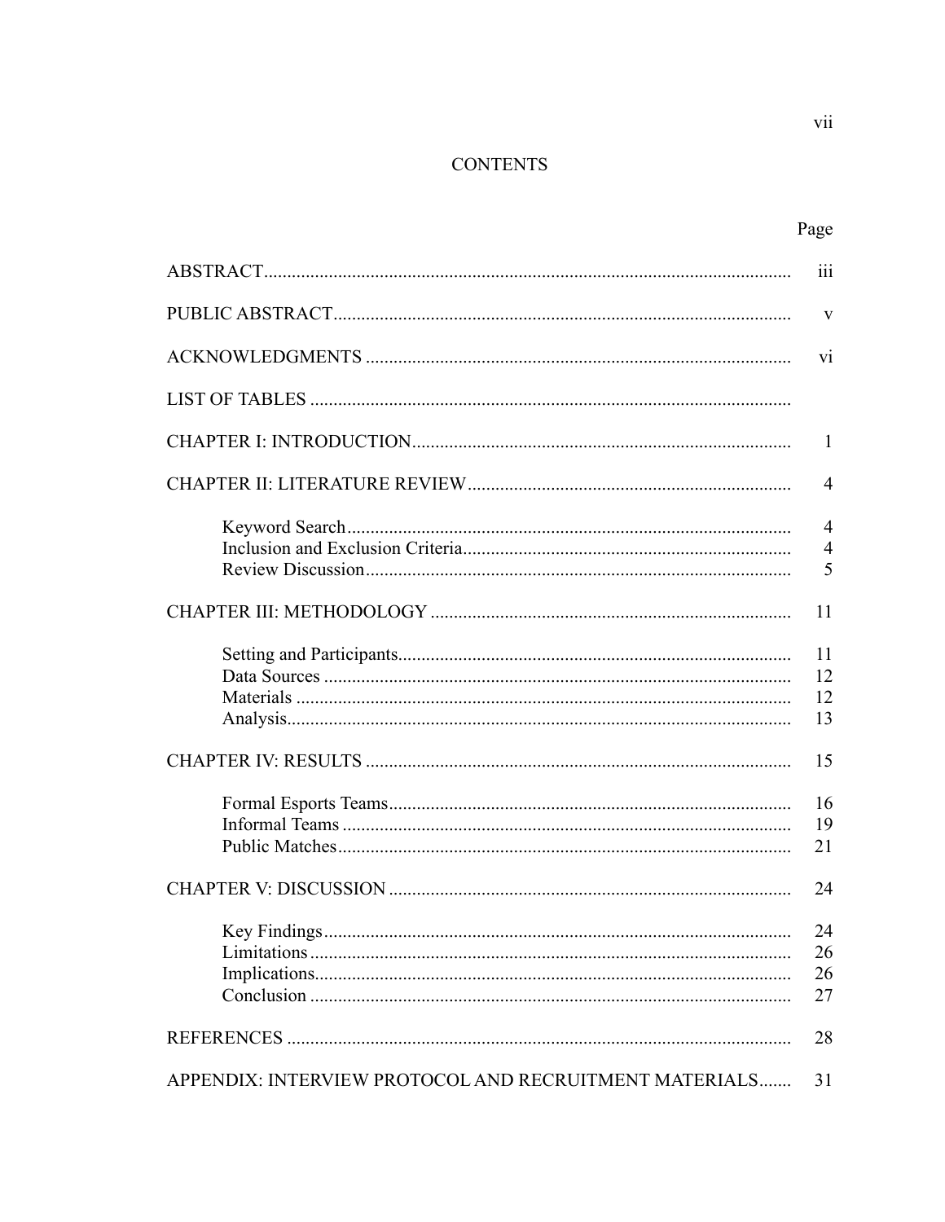# CONTENTS

| | Page |
|---|---|
| ABSTRACT | iii |
| PUBLIC ABSTRACT | v |
| ACKNOWLEDGMENTS | vi |
| LIST OF TABLES | |
| CHAPTER I: INTRODUCTION | 1 |
| CHAPTER II: LITERATURE REVIEW | 4 |
| Keyword Search | 4 |
| Inclusion and Exclusion Criteria | 4 |
| Review Discussion | 5 |
| CHAPTER III: METHODOLOGY | 11 |
| Setting and Participants | 11 |
| Data Sources | 12 |
| Materials | 12 |
| Analysis | 13 |
| CHAPTER IV: RESULTS | 15 |
| Formal Esports Teams | 16 |
| Informal Teams | 19 |
| Public Matches | 21 |
| CHAPTER V: DISCUSSION | 24 |
| Key Findings | 24 |
| Limitations | 26 |
| Implications | 26 |
| Conclusion | 27 |
| REFERENCES | 28 |
| APPENDIX: INTERVIEW PROTOCOL AND RECRUITMENT MATERIALS | 31 |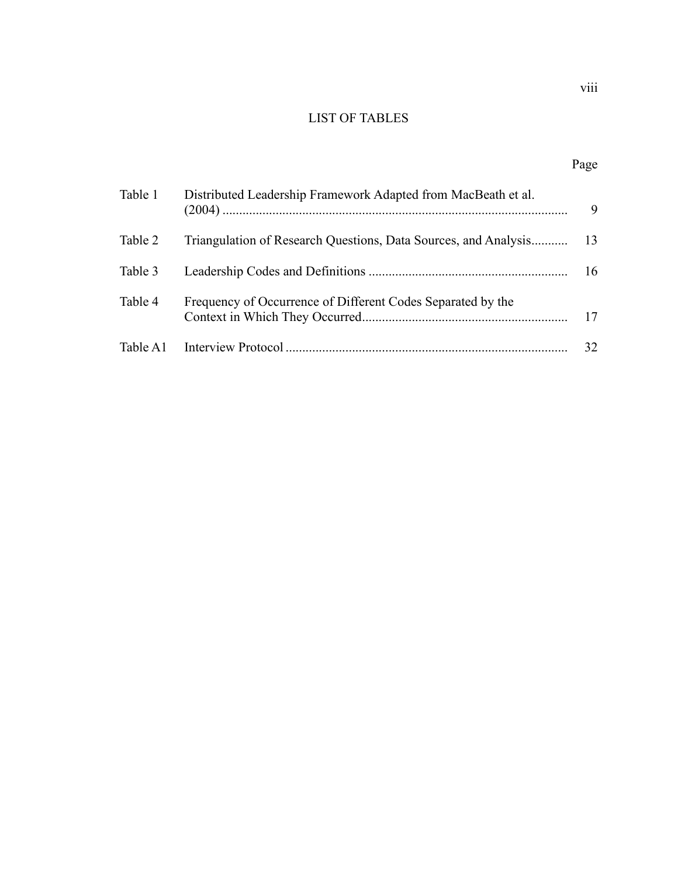# LIST OF TABLES

| | | Page |
|---|---|---|
| Table 1 | Distributed Leadership Framework Adapted from MacBeath et al. (2004) | 9 |
| Table 2 | Triangulation of Research Questions, Data Sources, and Analysis | 13 |
| Table 3 | Leadership Codes and Definitions | 16 |
| Table 4 | Frequency of Occurrence of Different Codes Separated by the Context in Which They Occurred | 17 |
| Table A1 | Interview Protocol | 32 |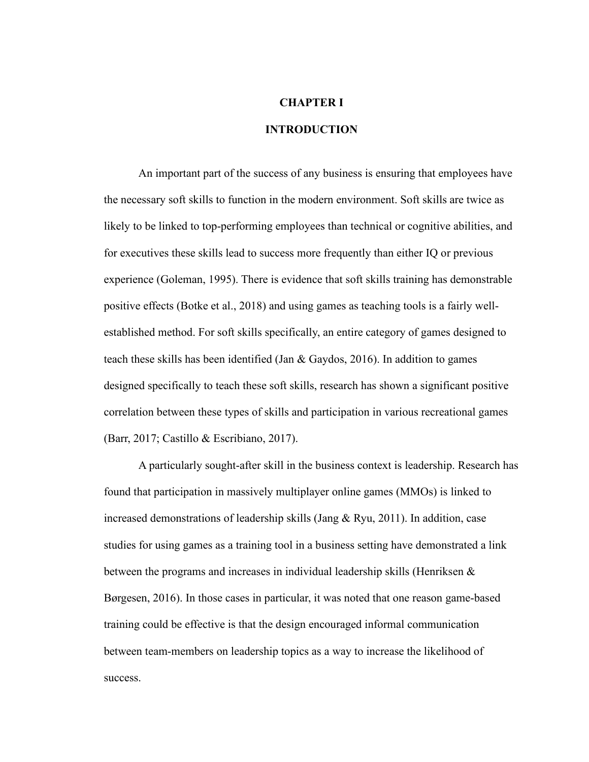# CHAPTER I

# INTRODUCTION

An important part of the success of any business is ensuring that employees have the necessary soft skills to function in the modern environment. Soft skills are twice as likely to be linked to top-performing employees than technical or cognitive abilities, and for executives these skills lead to success more frequently than either IQ or previous experience (Goleman, 1995). There is evidence that soft skills training has demonstrable positive effects (Botke et al., 2018) and using games as teaching tools is a fairly well-established method. For soft skills specifically, an entire category of games designed to teach these skills has been identified (Jan & Gaydos, 2016). In addition to games designed specifically to teach these soft skills, research has shown a significant positive correlation between these types of skills and participation in various recreational games (Barr, 2017; Castillo & Escribiano, 2017).

A particularly sought-after skill in the business context is leadership. Research has found that participation in massively multiplayer online games (MMOs) is linked to increased demonstrations of leadership skills (Jang & Ryu, 2011). In addition, case studies for using games as a training tool in a business setting have demonstrated a link between the programs and increases in individual leadership skills (Henriksen & Børgesen, 2016). In those cases in particular, it was noted that one reason game-based training could be effective is that the design encouraged informal communication between team-members on leadership topics as a way to increase the likelihood of success.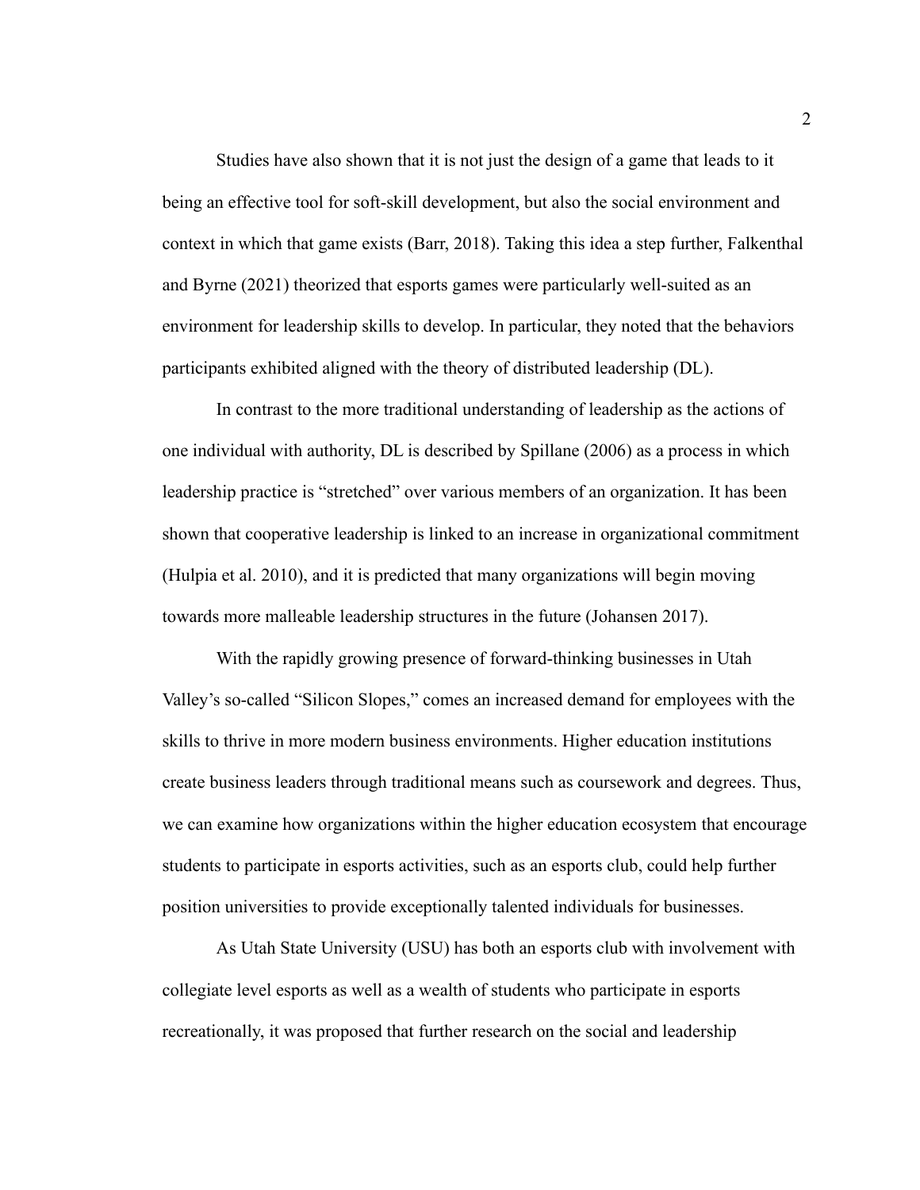Studies have also shown that it is not just the design of a game that leads to it being an effective tool for soft-skill development, but also the social environment and context in which that game exists (Barr, 2018). Taking this idea a step further, Falkenthal and Byrne (2021) theorized that esports games were particularly well-suited as an environment for leadership skills to develop. In particular, they noted that the behaviors participants exhibited aligned with the theory of distributed leadership (DL).

In contrast to the more traditional understanding of leadership as the actions of one individual with authority, DL is described by Spillane (2006) as a process in which leadership practice is "stretched" over various members of an organization. It has been shown that cooperative leadership is linked to an increase in organizational commitment (Hulpia et al. 2010), and it is predicted that many organizations will begin moving towards more malleable leadership structures in the future (Johansen 2017).

With the rapidly growing presence of forward-thinking businesses in Utah Valley's so-called "Silicon Slopes," comes an increased demand for employees with the skills to thrive in more modern business environments. Higher education institutions create business leaders through traditional means such as coursework and degrees. Thus, we can examine how organizations within the higher education ecosystem that encourage students to participate in esports activities, such as an esports club, could help further position universities to provide exceptionally talented individuals for businesses.

As Utah State University (USU) has both an esports club with involvement with collegiate level esports as well as a wealth of students who participate in esports recreationally, it was proposed that further research on the social and leadership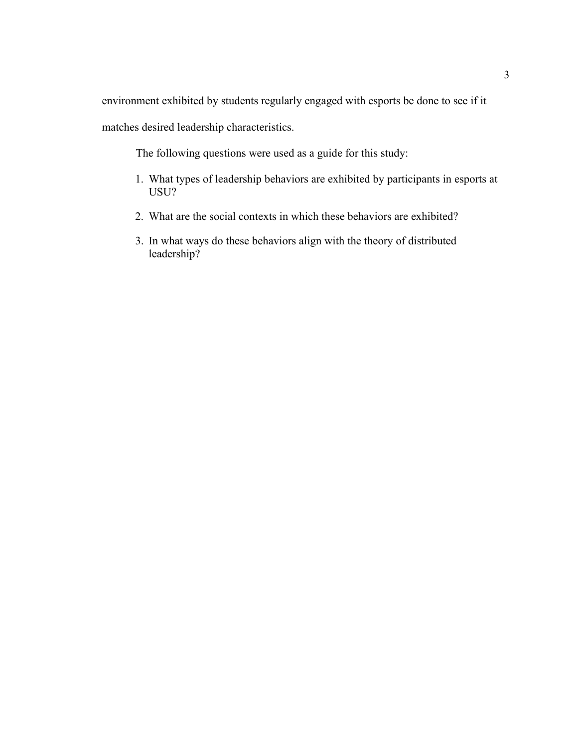environment exhibited by students regularly engaged with esports be done to see if it matches desired leadership characteristics.

The following questions were used as a guide for this study:

1. What types of leadership behaviors are exhibited by participants in esports at USU?
2. What are the social contexts in which these behaviors are exhibited?
3. In what ways do these behaviors align with the theory of distributed leadership?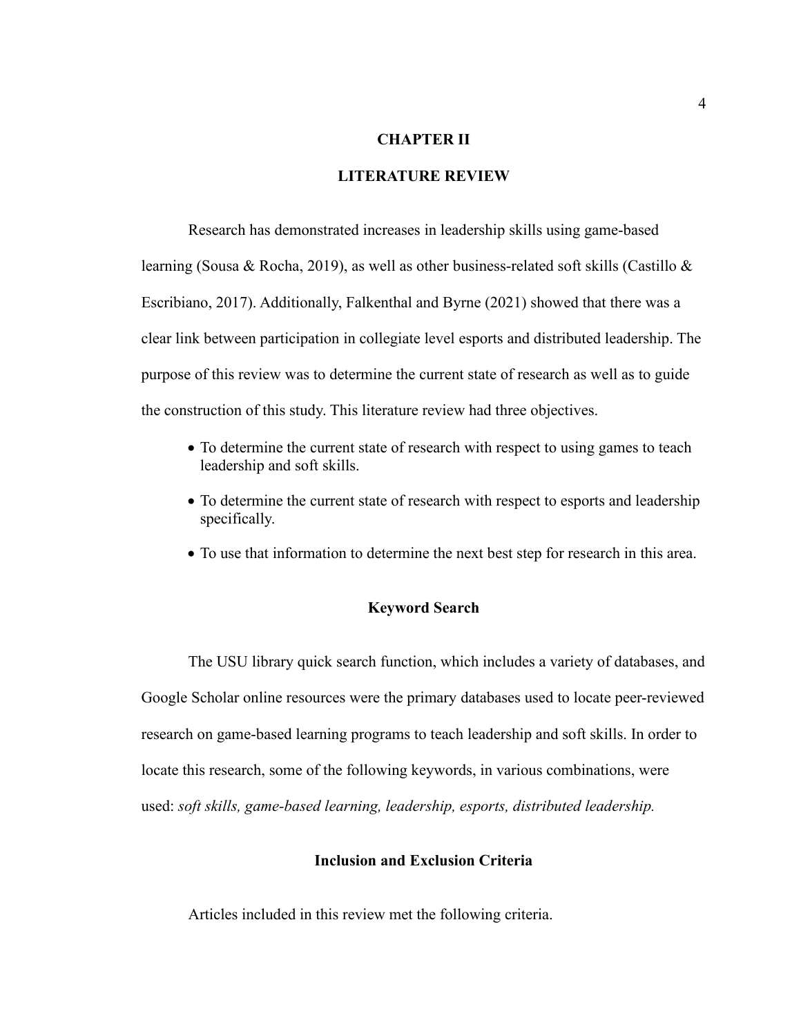# CHAPTER II

# LITERATURE REVIEW

Research has demonstrated increases in leadership skills using game-based learning (Sousa & Rocha, 2019), as well as other business-related soft skills (Castillo & Escribiano, 2017). Additionally, Falkenthal and Byrne (2021) showed that there was a clear link between participation in collegiate level esports and distributed leadership. The purpose of this review was to determine the current state of research as well as to guide the construction of this study. This literature review had three objectives.

- To determine the current state of research with respect to using games to teach leadership and soft skills.
- To determine the current state of research with respect to esports and leadership specifically.
- To use that information to determine the next best step for research in this area.

## Keyword Search

The USU library quick search function, which includes a variety of databases, and Google Scholar online resources were the primary databases used to locate peer-reviewed research on game-based learning programs to teach leadership and soft skills. In order to locate this research, some of the following keywords, in various combinations, were used: *soft skills, game-based learning, leadership, esports, distributed leadership.*

## Inclusion and Exclusion Criteria

Articles included in this review met the following criteria.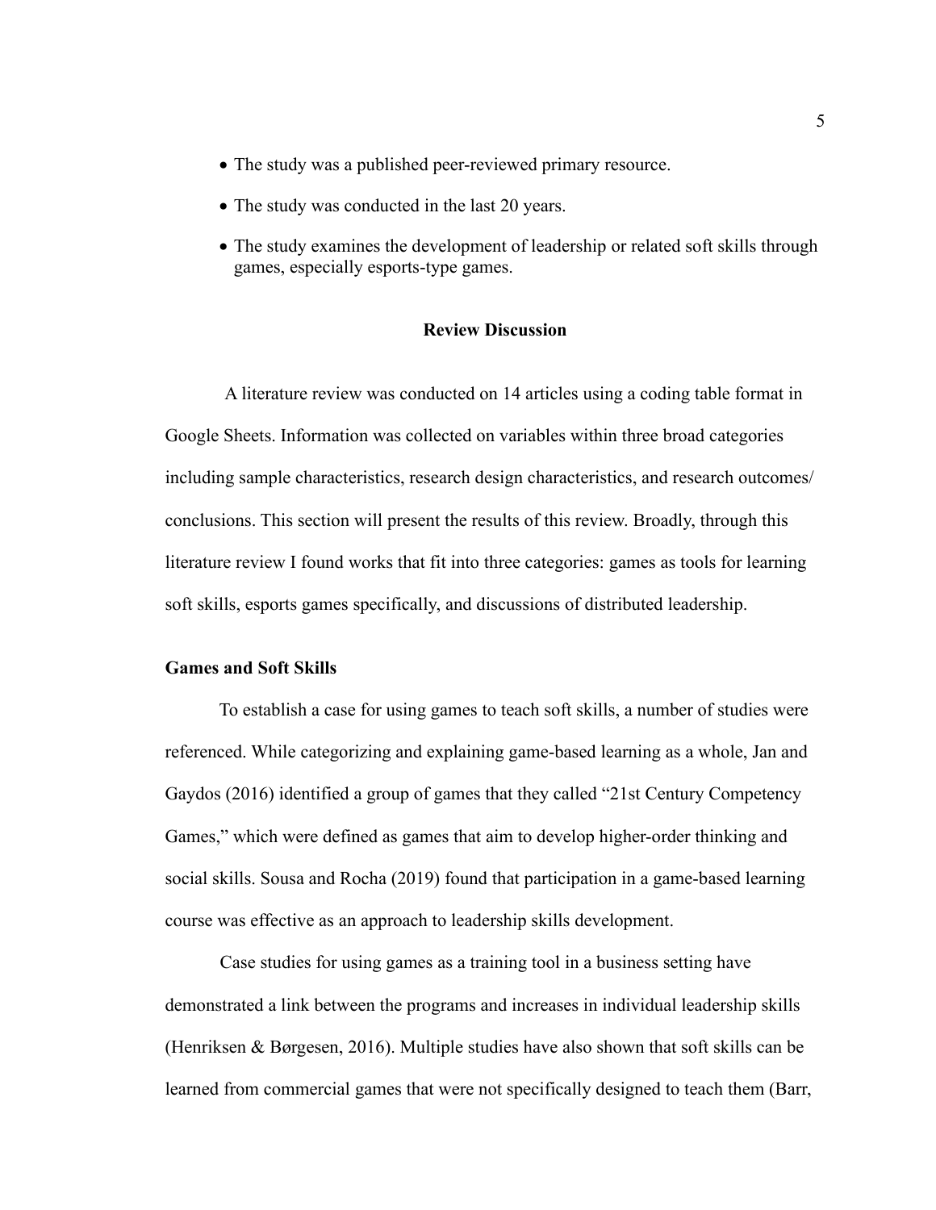- The study was a published peer-reviewed primary resource.
- The study was conducted in the last 20 years.
- The study examines the development of leadership or related soft skills through games, especially esports-type games.

## Review Discussion

A literature review was conducted on 14 articles using a coding table format in Google Sheets. Information was collected on variables within three broad categories including sample characteristics, research design characteristics, and research outcomes/ conclusions. This section will present the results of this review. Broadly, through this literature review I found works that fit into three categories: games as tools for learning soft skills, esports games specifically, and discussions of distributed leadership.

### Games and Soft Skills

To establish a case for using games to teach soft skills, a number of studies were referenced. While categorizing and explaining game-based learning as a whole, Jan and Gaydos (2016) identified a group of games that they called "21st Century Competency Games," which were defined as games that aim to develop higher-order thinking and social skills. Sousa and Rocha (2019) found that participation in a game-based learning course was effective as an approach to leadership skills development.

Case studies for using games as a training tool in a business setting have demonstrated a link between the programs and increases in individual leadership skills (Henriksen & Børgesen, 2016). Multiple studies have also shown that soft skills can be learned from commercial games that were not specifically designed to teach them (Barr,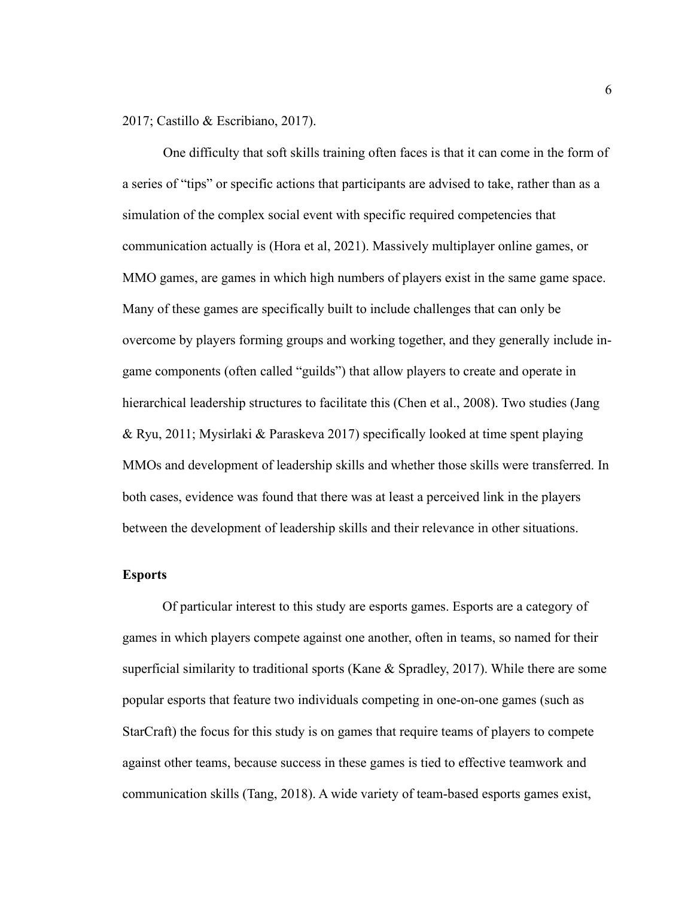2017; Castillo & Escribiano, 2017).

One difficulty that soft skills training often faces is that it can come in the form of a series of "tips" or specific actions that participants are advised to take, rather than as a simulation of the complex social event with specific required competencies that communication actually is (Hora et al, 2021). Massively multiplayer online games, or MMO games, are games in which high numbers of players exist in the same game space. Many of these games are specifically built to include challenges that can only be overcome by players forming groups and working together, and they generally include in-game components (often called "guilds") that allow players to create and operate in hierarchical leadership structures to facilitate this (Chen et al., 2008). Two studies (Jang & Ryu, 2011; Mysirlaki & Paraskeva 2017) specifically looked at time spent playing MMOs and development of leadership skills and whether those skills were transferred. In both cases, evidence was found that there was at least a perceived link in the players between the development of leadership skills and their relevance in other situations.

**Esports**

Of particular interest to this study are esports games. Esports are a category of games in which players compete against one another, often in teams, so named for their superficial similarity to traditional sports (Kane & Spradley, 2017). While there are some popular esports that feature two individuals competing in one-on-one games (such as StarCraft) the focus for this study is on games that require teams of players to compete against other teams, because success in these games is tied to effective teamwork and communication skills (Tang, 2018). A wide variety of team-based esports games exist,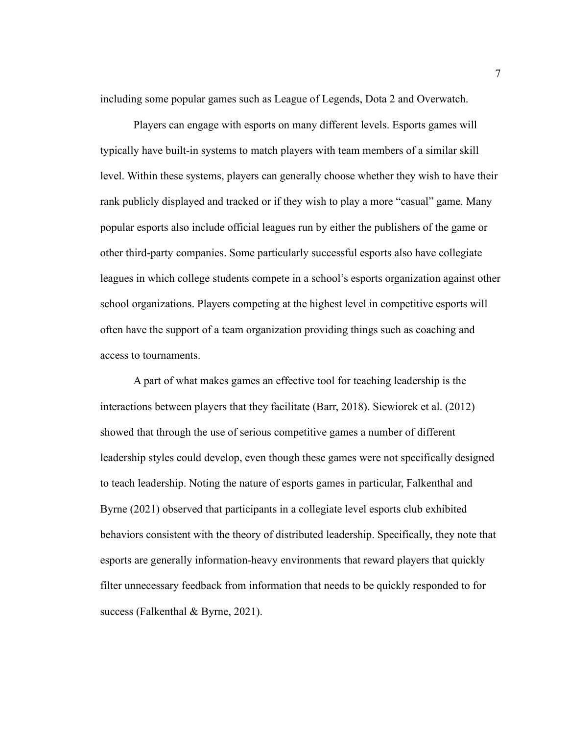including some popular games such as League of Legends, Dota 2 and Overwatch.

Players can engage with esports on many different levels. Esports games will typically have built-in systems to match players with team members of a similar skill level. Within these systems, players can generally choose whether they wish to have their rank publicly displayed and tracked or if they wish to play a more "casual" game. Many popular esports also include official leagues run by either the publishers of the game or other third-party companies. Some particularly successful esports also have collegiate leagues in which college students compete in a school's esports organization against other school organizations. Players competing at the highest level in competitive esports will often have the support of a team organization providing things such as coaching and access to tournaments.

A part of what makes games an effective tool for teaching leadership is the interactions between players that they facilitate (Barr, 2018). Siewiorek et al. (2012) showed that through the use of serious competitive games a number of different leadership styles could develop, even though these games were not specifically designed to teach leadership. Noting the nature of esports games in particular, Falkenthal and Byrne (2021) observed that participants in a collegiate level esports club exhibited behaviors consistent with the theory of distributed leadership. Specifically, they note that esports are generally information-heavy environments that reward players that quickly filter unnecessary feedback from information that needs to be quickly responded to for success (Falkenthal & Byrne, 2021).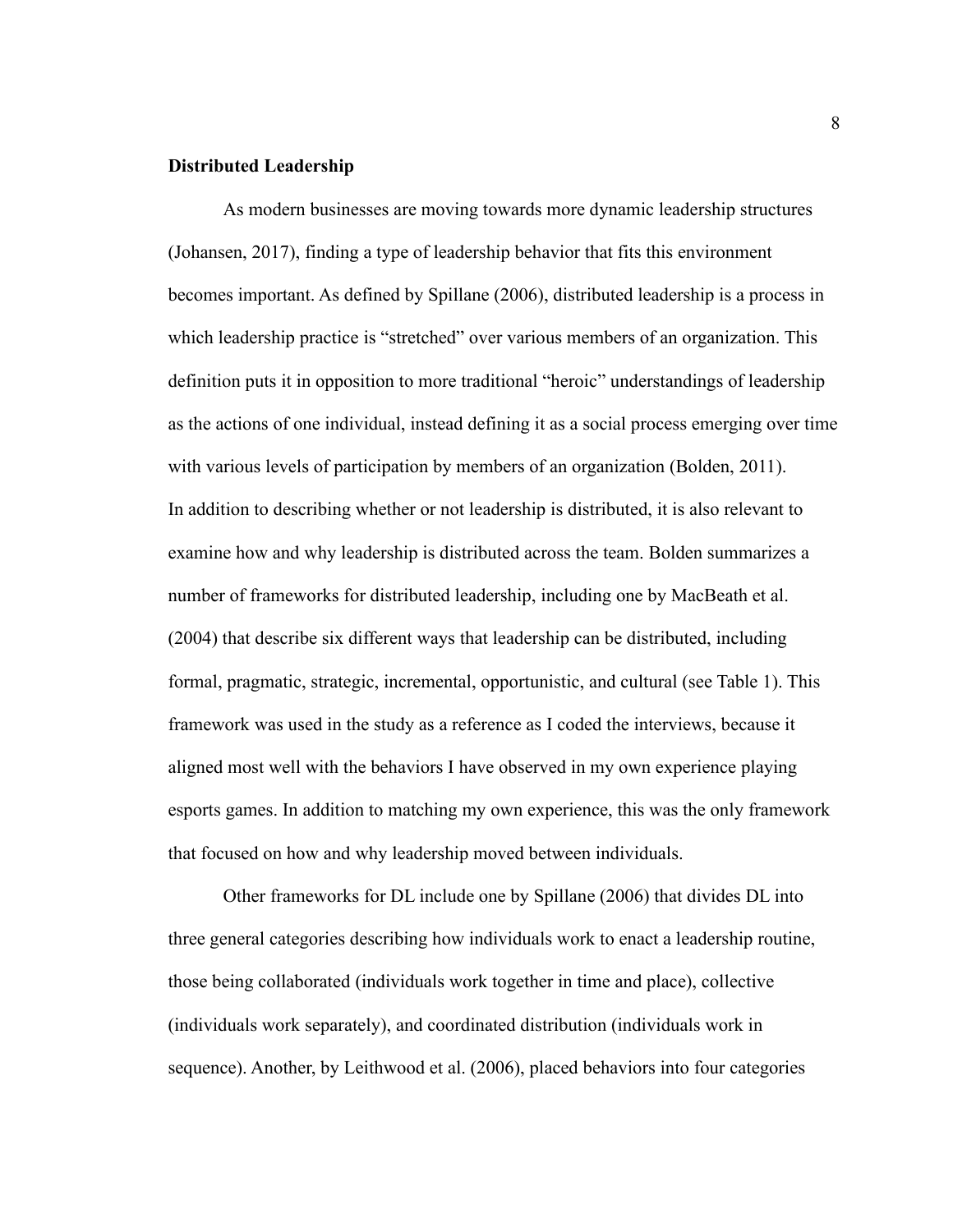**Distributed Leadership**

As modern businesses are moving towards more dynamic leadership structures (Johansen, 2017), finding a type of leadership behavior that fits this environment becomes important. As defined by Spillane (2006), distributed leadership is a process in which leadership practice is "stretched" over various members of an organization. This definition puts it in opposition to more traditional "heroic" understandings of leadership as the actions of one individual, instead defining it as a social process emerging over time with various levels of participation by members of an organization (Bolden, 2011). In addition to describing whether or not leadership is distributed, it is also relevant to examine how and why leadership is distributed across the team. Bolden summarizes a number of frameworks for distributed leadership, including one by MacBeath et al. (2004) that describe six different ways that leadership can be distributed, including formal, pragmatic, strategic, incremental, opportunistic, and cultural (see Table 1). This framework was used in the study as a reference as I coded the interviews, because it aligned most well with the behaviors I have observed in my own experience playing esports games. In addition to matching my own experience, this was the only framework that focused on how and why leadership moved between individuals.

Other frameworks for DL include one by Spillane (2006) that divides DL into three general categories describing how individuals work to enact a leadership routine, those being collaborated (individuals work together in time and place), collective (individuals work separately), and coordinated distribution (individuals work in sequence). Another, by Leithwood et al. (2006), placed behaviors into four categories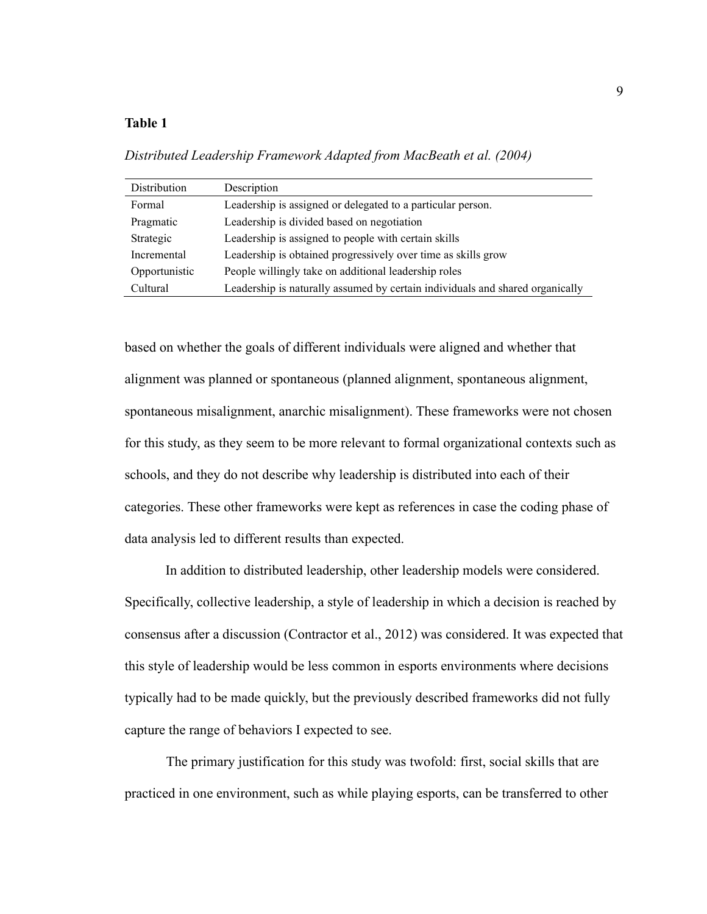**Table 1**

*Distributed Leadership Framework Adapted from MacBeath et al. (2004)*

| Distribution | Description |
|---|---|
| Formal | Leadership is assigned or delegated to a particular person. |
| Pragmatic | Leadership is divided based on negotiation |
| Strategic | Leadership is assigned to people with certain skills |
| Incremental | Leadership is obtained progressively over time as skills grow |
| Opportunistic | People willingly take on additional leadership roles |
| Cultural | Leadership is naturally assumed by certain individuals and shared organically |

based on whether the goals of different individuals were aligned and whether that alignment was planned or spontaneous (planned alignment, spontaneous alignment, spontaneous misalignment, anarchic misalignment). These frameworks were not chosen for this study, as they seem to be more relevant to formal organizational contexts such as schools, and they do not describe why leadership is distributed into each of their categories. These other frameworks were kept as references in case the coding phase of data analysis led to different results than expected.

In addition to distributed leadership, other leadership models were considered. Specifically, collective leadership, a style of leadership in which a decision is reached by consensus after a discussion (Contractor et al., 2012) was considered. It was expected that this style of leadership would be less common in esports environments where decisions typically had to be made quickly, but the previously described frameworks did not fully capture the range of behaviors I expected to see.

The primary justification for this study was twofold: first, social skills that are practiced in one environment, such as while playing esports, can be transferred to other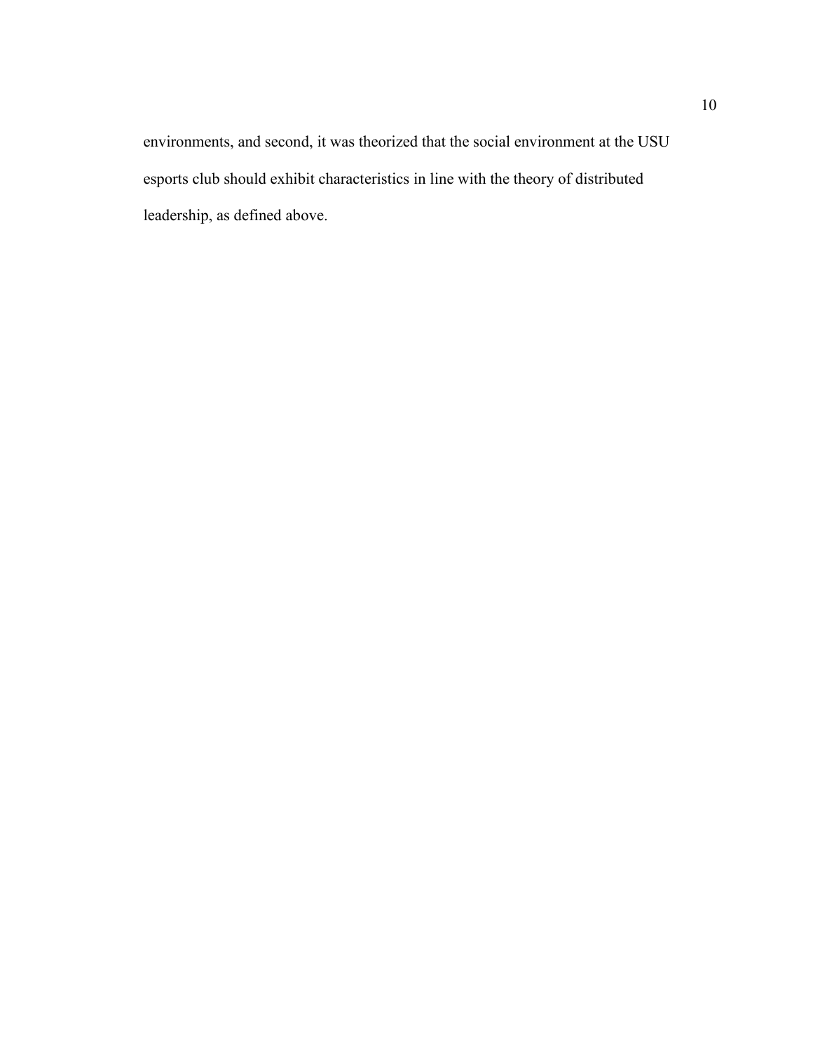environments, and second, it was theorized that the social environment at the USU esports club should exhibit characteristics in line with the theory of distributed leadership, as defined above.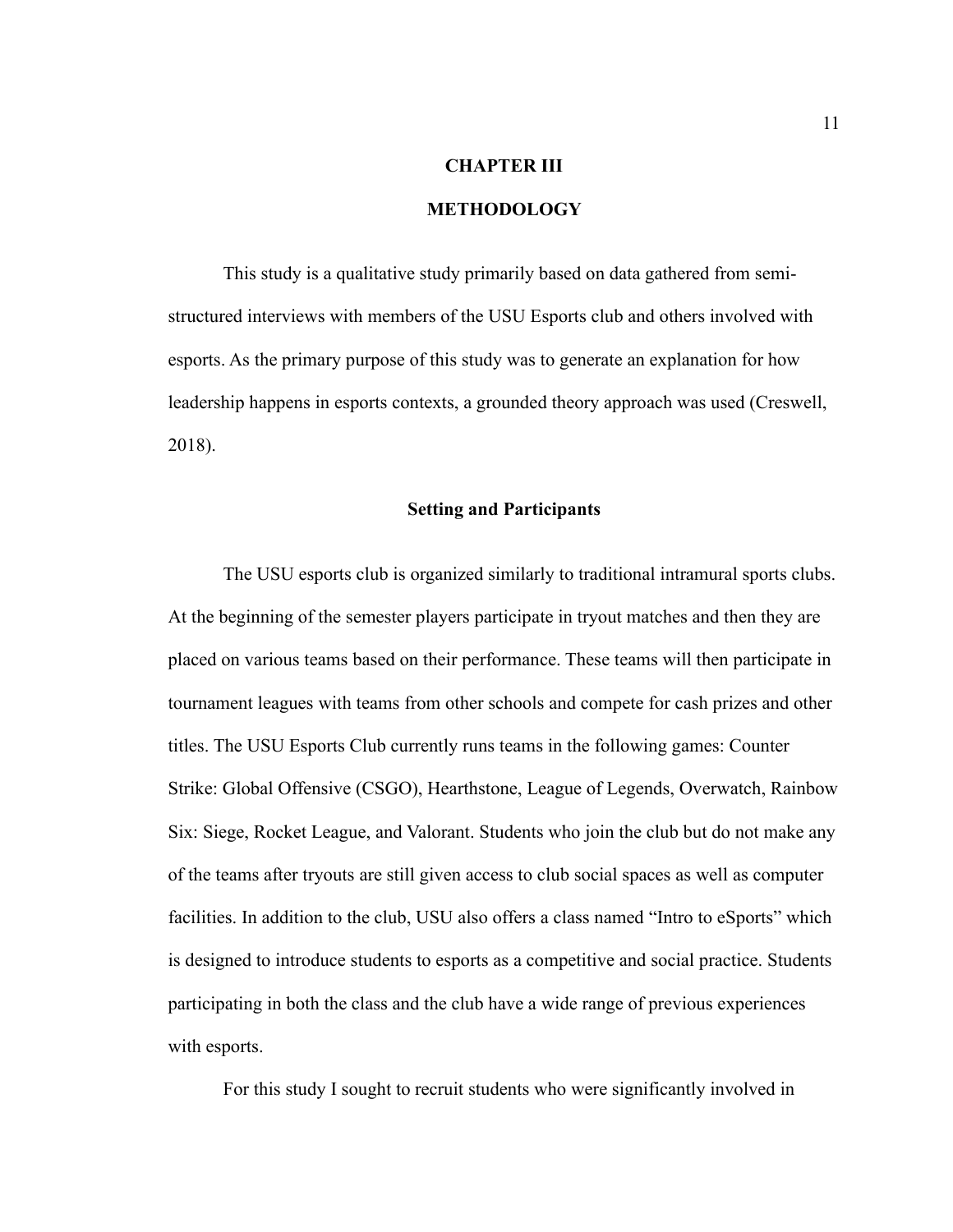# CHAPTER III

# METHODOLOGY

This study is a qualitative study primarily based on data gathered from semi-structured interviews with members of the USU Esports club and others involved with esports. As the primary purpose of this study was to generate an explanation for how leadership happens in esports contexts, a grounded theory approach was used (Creswell, 2018).

## Setting and Participants

The USU esports club is organized similarly to traditional intramural sports clubs. At the beginning of the semester players participate in tryout matches and then they are placed on various teams based on their performance. These teams will then participate in tournament leagues with teams from other schools and compete for cash prizes and other titles. The USU Esports Club currently runs teams in the following games: Counter Strike: Global Offensive (CSGO), Hearthstone, League of Legends, Overwatch, Rainbow Six: Siege, Rocket League, and Valorant. Students who join the club but do not make any of the teams after tryouts are still given access to club social spaces as well as computer facilities. In addition to the club, USU also offers a class named "Intro to eSports" which is designed to introduce students to esports as a competitive and social practice. Students participating in both the class and the club have a wide range of previous experiences with esports.

For this study I sought to recruit students who were significantly involved in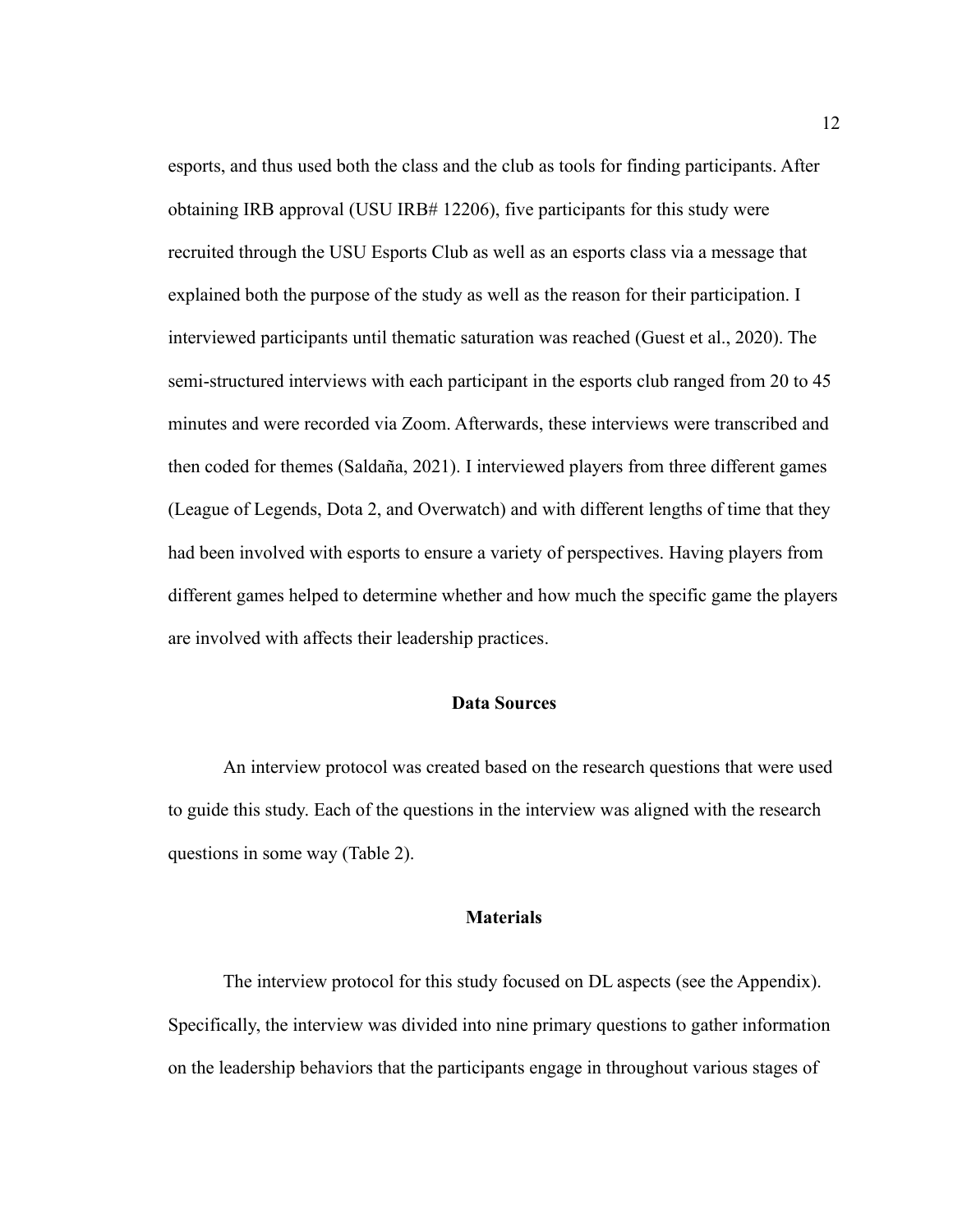esports, and thus used both the class and the club as tools for finding participants. After obtaining IRB approval (USU IRB# 12206), five participants for this study were recruited through the USU Esports Club as well as an esports class via a message that explained both the purpose of the study as well as the reason for their participation. I interviewed participants until thematic saturation was reached (Guest et al., 2020). The semi-structured interviews with each participant in the esports club ranged from 20 to 45 minutes and were recorded via Zoom. Afterwards, these interviews were transcribed and then coded for themes (Saldaña, 2021). I interviewed players from three different games (League of Legends, Dota 2, and Overwatch) and with different lengths of time that they had been involved with esports to ensure a variety of perspectives. Having players from different games helped to determine whether and how much the specific game the players are involved with affects their leadership practices.

## Data Sources

An interview protocol was created based on the research questions that were used to guide this study. Each of the questions in the interview was aligned with the research questions in some way (Table 2).

## Materials

The interview protocol for this study focused on DL aspects (see the Appendix). Specifically, the interview was divided into nine primary questions to gather information on the leadership behaviors that the participants engage in throughout various stages of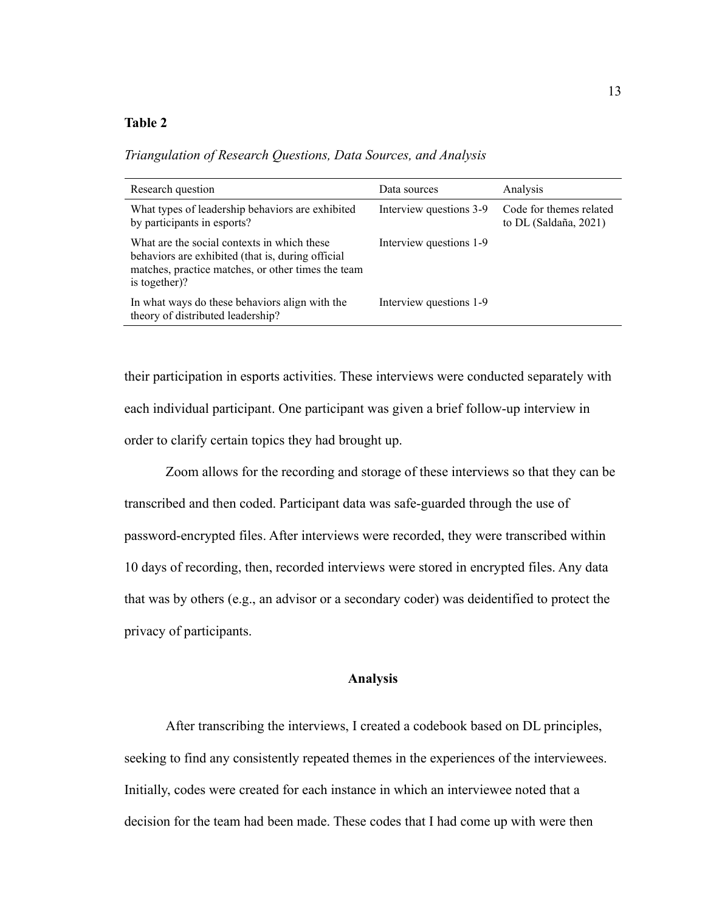**Table 2**

*Triangulation of Research Questions, Data Sources, and Analysis*

| Research question | Data sources | Analysis |
|---|---|---|
| What types of leadership behaviors are exhibited by participants in esports? | Interview questions 3-9 | Code for themes related to DL (Saldaña, 2021) |
| What are the social contexts in which these behaviors are exhibited (that is, during official matches, practice matches, or other times the team is together)? | Interview questions 1-9 | |
| In what ways do these behaviors align with the theory of distributed leadership? | Interview questions 1-9 | |

their participation in esports activities. These interviews were conducted separately with each individual participant. One participant was given a brief follow-up interview in order to clarify certain topics they had brought up.

Zoom allows for the recording and storage of these interviews so that they can be transcribed and then coded. Participant data was safe-guarded through the use of password-encrypted files. After interviews were recorded, they were transcribed within 10 days of recording, then, recorded interviews were stored in encrypted files. Any data that was by others (e.g., an advisor or a secondary coder) was deidentified to protect the privacy of participants.

## Analysis

After transcribing the interviews, I created a codebook based on DL principles, seeking to find any consistently repeated themes in the experiences of the interviewees. Initially, codes were created for each instance in which an interviewee noted that a decision for the team had been made. These codes that I had come up with were then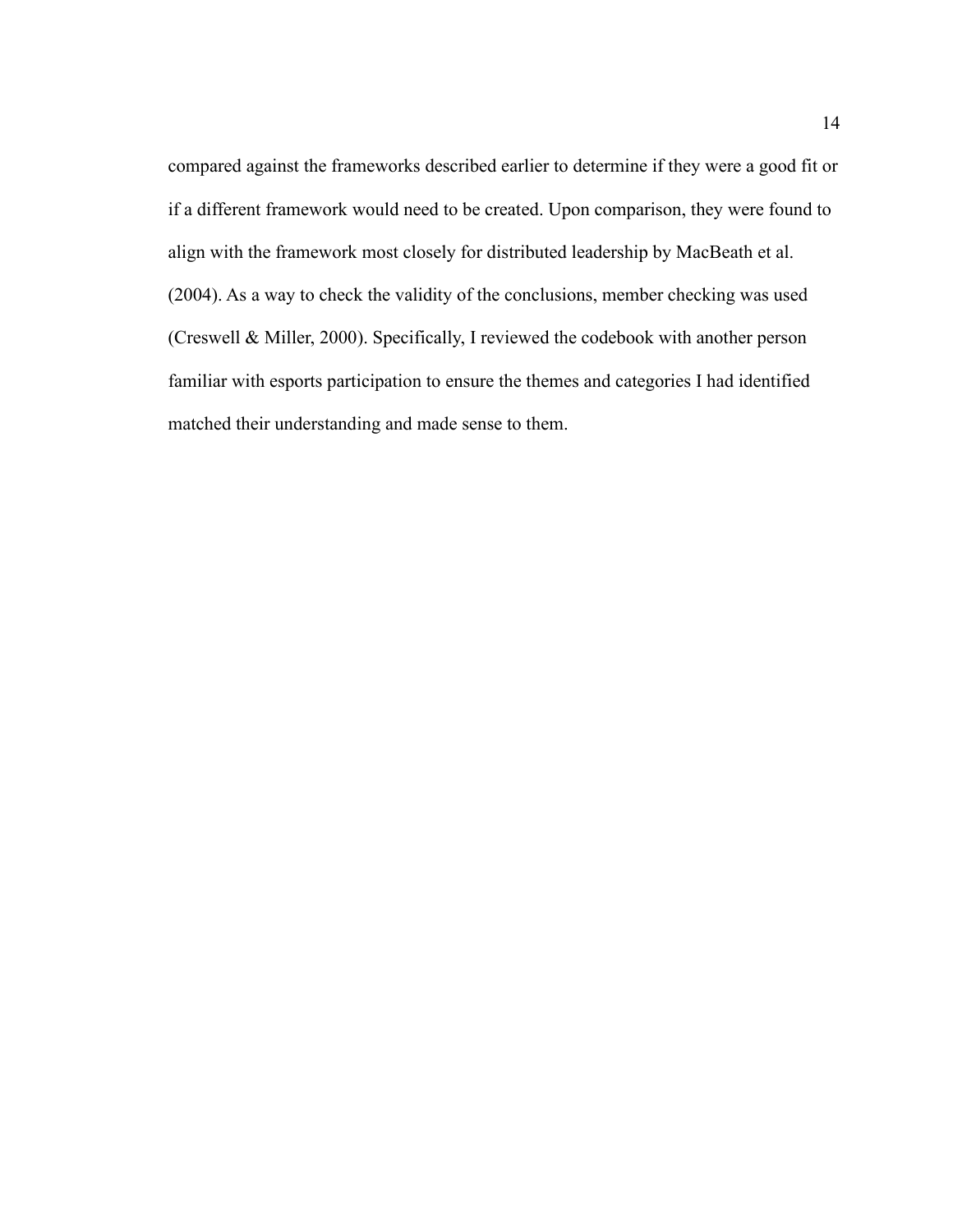compared against the frameworks described earlier to determine if they were a good fit or if a different framework would need to be created. Upon comparison, they were found to align with the framework most closely for distributed leadership by MacBeath et al. (2004). As a way to check the validity of the conclusions, member checking was used (Creswell & Miller, 2000). Specifically, I reviewed the codebook with another person familiar with esports participation to ensure the themes and categories I had identified matched their understanding and made sense to them.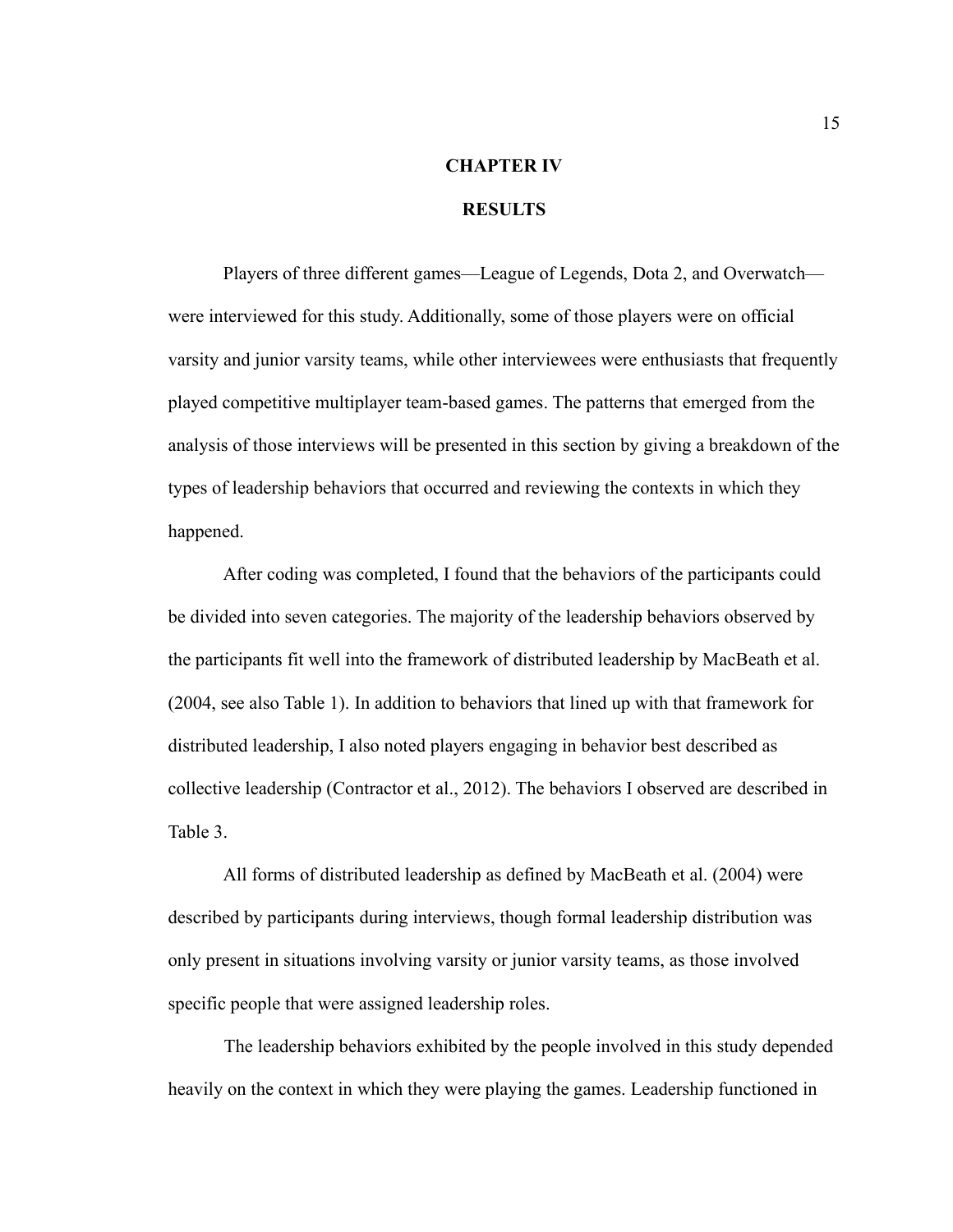# CHAPTER IV

# RESULTS

Players of three different games—League of Legends, Dota 2, and Overwatch—were interviewed for this study. Additionally, some of those players were on official varsity and junior varsity teams, while other interviewees were enthusiasts that frequently played competitive multiplayer team-based games. The patterns that emerged from the analysis of those interviews will be presented in this section by giving a breakdown of the types of leadership behaviors that occurred and reviewing the contexts in which they happened.

After coding was completed, I found that the behaviors of the participants could be divided into seven categories. The majority of the leadership behaviors observed by the participants fit well into the framework of distributed leadership by MacBeath et al. (2004, see also Table 1). In addition to behaviors that lined up with that framework for distributed leadership, I also noted players engaging in behavior best described as collective leadership (Contractor et al., 2012). The behaviors I observed are described in Table 3.

All forms of distributed leadership as defined by MacBeath et al. (2004) were described by participants during interviews, though formal leadership distribution was only present in situations involving varsity or junior varsity teams, as those involved specific people that were assigned leadership roles.

The leadership behaviors exhibited by the people involved in this study depended heavily on the context in which they were playing the games. Leadership functioned in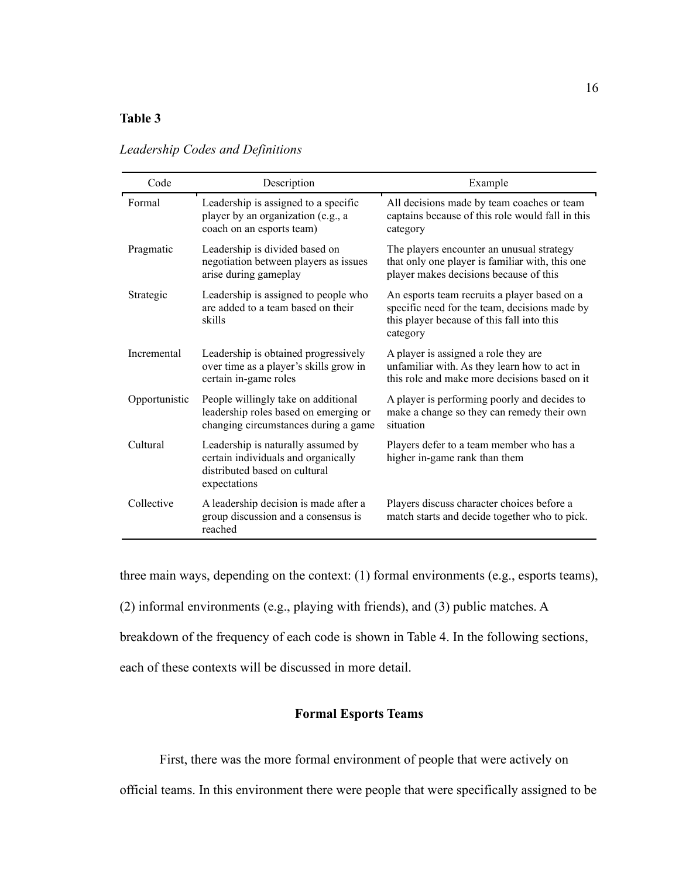**Table 3**

*Leadership Codes and Definitions*

| Code | Description | Example |
|---|---|---|
| Formal | Leadership is assigned to a specific player by an organization (e.g., a coach on an esports team) | All decisions made by team coaches or team captains because of this role would fall in this category |
| Pragmatic | Leadership is divided based on negotiation between players as issues arise during gameplay | The players encounter an unusual strategy that only one player is familiar with, this one player makes decisions because of this |
| Strategic | Leadership is assigned to people who are added to a team based on their skills | An esports team recruits a player based on a specific need for the team, decisions made by this player because of this fall into this category |
| Incremental | Leadership is obtained progressively over time as a player's skills grow in certain in-game roles | A player is assigned a role they are unfamiliar with. As they learn how to act in this role and make more decisions based on it |
| Opportunistic | People willingly take on additional leadership roles based on emerging or changing circumstances during a game | A player is performing poorly and decides to make a change so they can remedy their own situation |
| Cultural | Leadership is naturally assumed by certain individuals and organically distributed based on cultural expectations | Players defer to a team member who has a higher in-game rank than them |
| Collective | A leadership decision is made after a group discussion and a consensus is reached | Players discuss character choices before a match starts and decide together who to pick. |

three main ways, depending on the context: (1) formal environments (e.g., esports teams), (2) informal environments (e.g., playing with friends), and (3) public matches. A breakdown of the frequency of each code is shown in Table 4. In the following sections, each of these contexts will be discussed in more detail.

## Formal Esports Teams

First, there was the more formal environment of people that were actively on official teams. In this environment there were people that were specifically assigned to be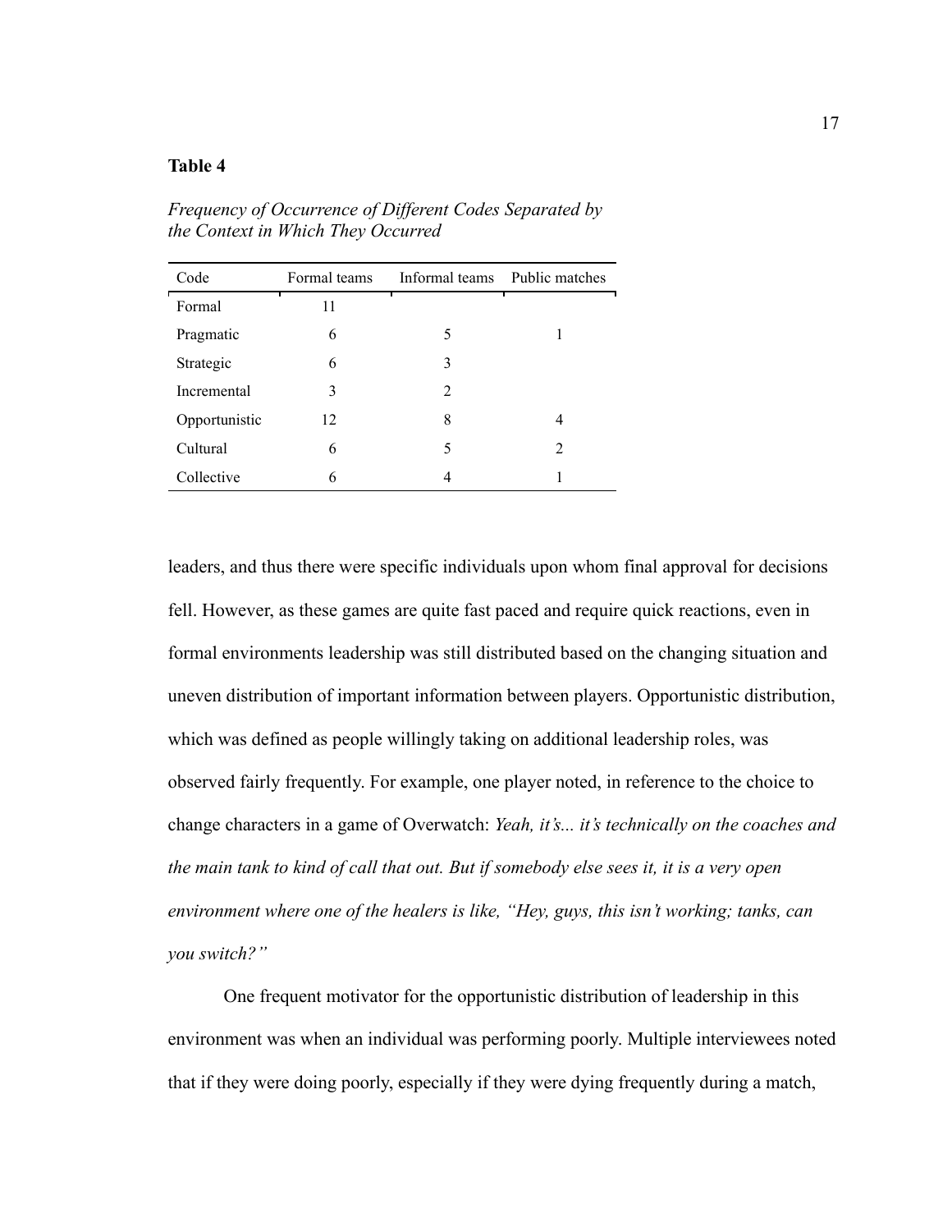**Table 4**

*Frequency of Occurrence of Different Codes Separated by the Context in Which They Occurred*

| Code | Formal teams | Informal teams | Public matches |
|---|---|---|---|
| Formal | 11 | | |
| Pragmatic | 6 | 5 | 1 |
| Strategic | 6 | 3 | |
| Incremental | 3 | 2 | |
| Opportunistic | 12 | 8 | 4 |
| Cultural | 6 | 5 | 2 |
| Collective | 6 | 4 | 1 |

leaders, and thus there were specific individuals upon whom final approval for decisions fell. However, as these games are quite fast paced and require quick reactions, even in formal environments leadership was still distributed based on the changing situation and uneven distribution of important information between players. Opportunistic distribution, which was defined as people willingly taking on additional leadership roles, was observed fairly frequently. For example, one player noted, in reference to the choice to change characters in a game of Overwatch: *Yeah, it's... it's technically on the coaches and the main tank to kind of call that out. But if somebody else sees it, it is a very open environment where one of the healers is like, "Hey, guys, this isn't working; tanks, can you switch?"*

One frequent motivator for the opportunistic distribution of leadership in this environment was when an individual was performing poorly. Multiple interviewees noted that if they were doing poorly, especially if they were dying frequently during a match,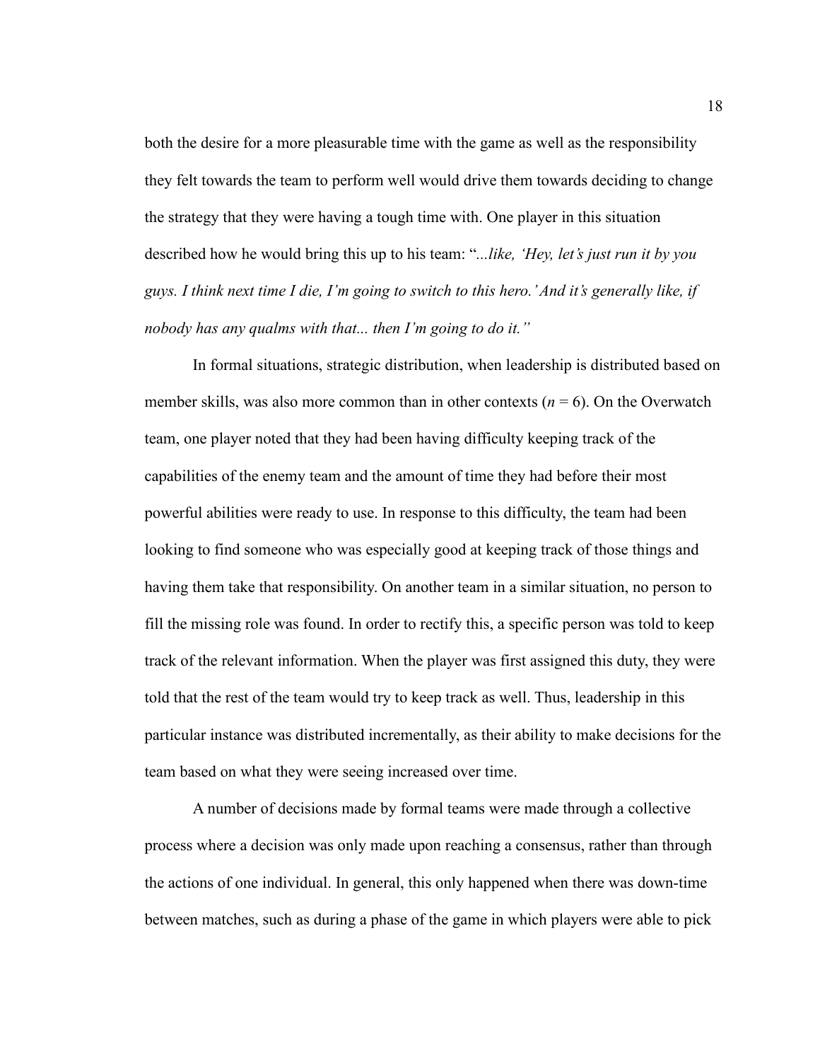both the desire for a more pleasurable time with the game as well as the responsibility they felt towards the team to perform well would drive them towards deciding to change the strategy that they were having a tough time with. One player in this situation described how he would bring this up to his team: "*...like, 'Hey, let's just run it by you guys. I think next time I die, I'm going to switch to this hero.' And it's generally like, if nobody has any qualms with that... then I'm going to do it.*"

In formal situations, strategic distribution, when leadership is distributed based on member skills, was also more common than in other contexts ($n$ = 6). On the Overwatch team, one player noted that they had been having difficulty keeping track of the capabilities of the enemy team and the amount of time they had before their most powerful abilities were ready to use. In response to this difficulty, the team had been looking to find someone who was especially good at keeping track of those things and having them take that responsibility. On another team in a similar situation, no person to fill the missing role was found. In order to rectify this, a specific person was told to keep track of the relevant information. When the player was first assigned this duty, they were told that the rest of the team would try to keep track as well. Thus, leadership in this particular instance was distributed incrementally, as their ability to make decisions for the team based on what they were seeing increased over time.

A number of decisions made by formal teams were made through a collective process where a decision was only made upon reaching a consensus, rather than through the actions of one individual. In general, this only happened when there was down-time between matches, such as during a phase of the game in which players were able to pick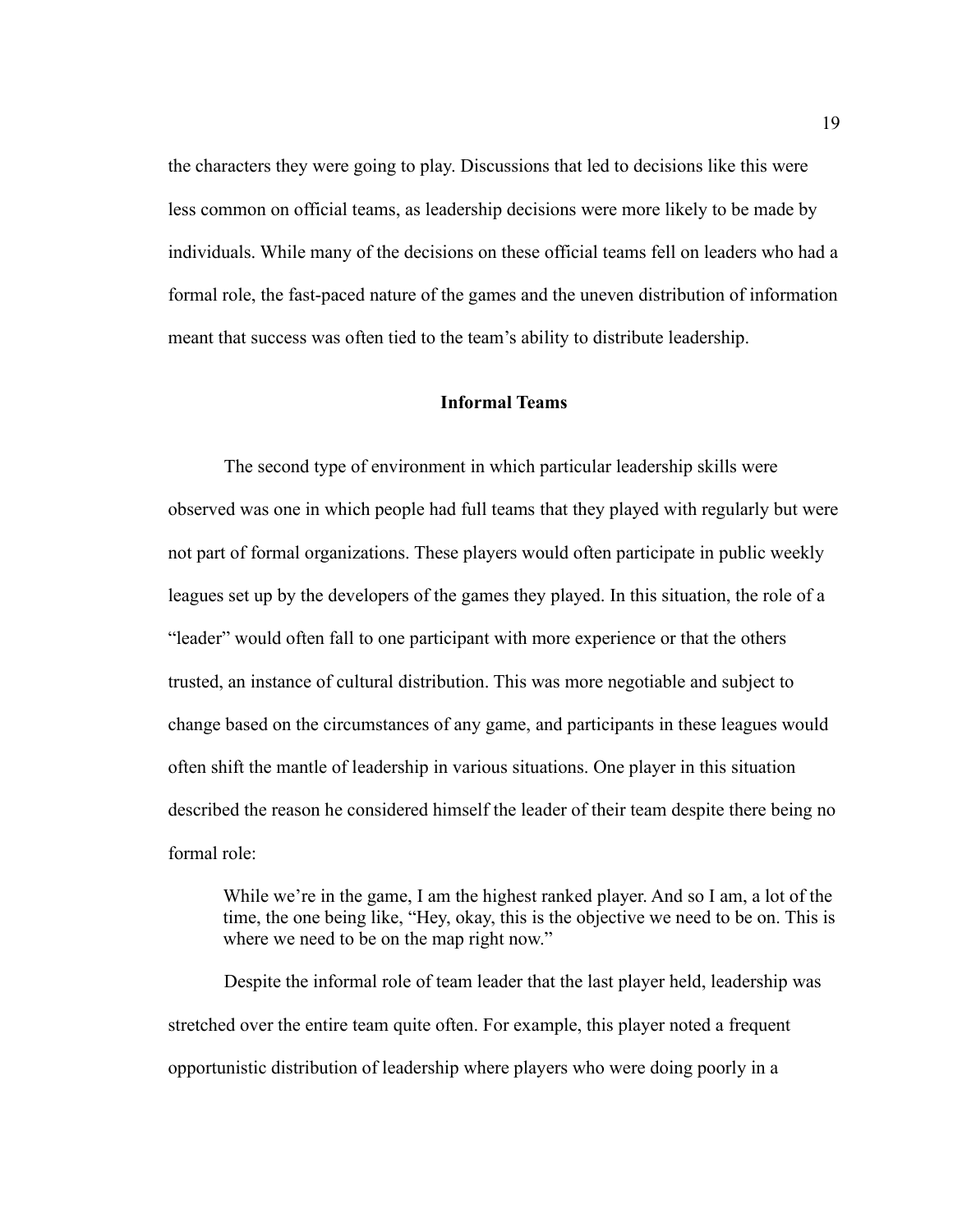the characters they were going to play. Discussions that led to decisions like this were less common on official teams, as leadership decisions were more likely to be made by individuals. While many of the decisions on these official teams fell on leaders who had a formal role, the fast-paced nature of the games and the uneven distribution of information meant that success was often tied to the team's ability to distribute leadership.

## Informal Teams

The second type of environment in which particular leadership skills were observed was one in which people had full teams that they played with regularly but were not part of formal organizations. These players would often participate in public weekly leagues set up by the developers of the games they played. In this situation, the role of a "leader" would often fall to one participant with more experience or that the others trusted, an instance of cultural distribution. This was more negotiable and subject to change based on the circumstances of any game, and participants in these leagues would often shift the mantle of leadership in various situations. One player in this situation described the reason he considered himself the leader of their team despite there being no formal role:

> While we're in the game, I am the highest ranked player. And so I am, a lot of the time, the one being like, "Hey, okay, this is the objective we need to be on. This is where we need to be on the map right now."

Despite the informal role of team leader that the last player held, leadership was stretched over the entire team quite often. For example, this player noted a frequent opportunistic distribution of leadership where players who were doing poorly in a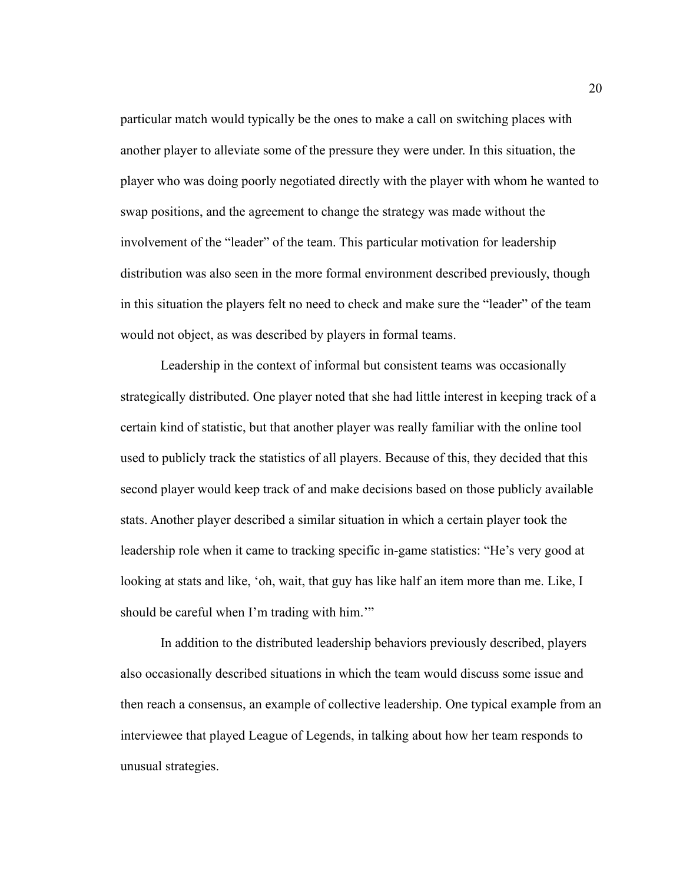particular match would typically be the ones to make a call on switching places with another player to alleviate some of the pressure they were under. In this situation, the player who was doing poorly negotiated directly with the player with whom he wanted to swap positions, and the agreement to change the strategy was made without the involvement of the "leader" of the team. This particular motivation for leadership distribution was also seen in the more formal environment described previously, though in this situation the players felt no need to check and make sure the "leader" of the team would not object, as was described by players in formal teams.

Leadership in the context of informal but consistent teams was occasionally strategically distributed. One player noted that she had little interest in keeping track of a certain kind of statistic, but that another player was really familiar with the online tool used to publicly track the statistics of all players. Because of this, they decided that this second player would keep track of and make decisions based on those publicly available stats. Another player described a similar situation in which a certain player took the leadership role when it came to tracking specific in-game statistics: "He's very good at looking at stats and like, 'oh, wait, that guy has like half an item more than me. Like, I should be careful when I'm trading with him.'"

In addition to the distributed leadership behaviors previously described, players also occasionally described situations in which the team would discuss some issue and then reach a consensus, an example of collective leadership. One typical example from an interviewee that played League of Legends, in talking about how her team responds to unusual strategies.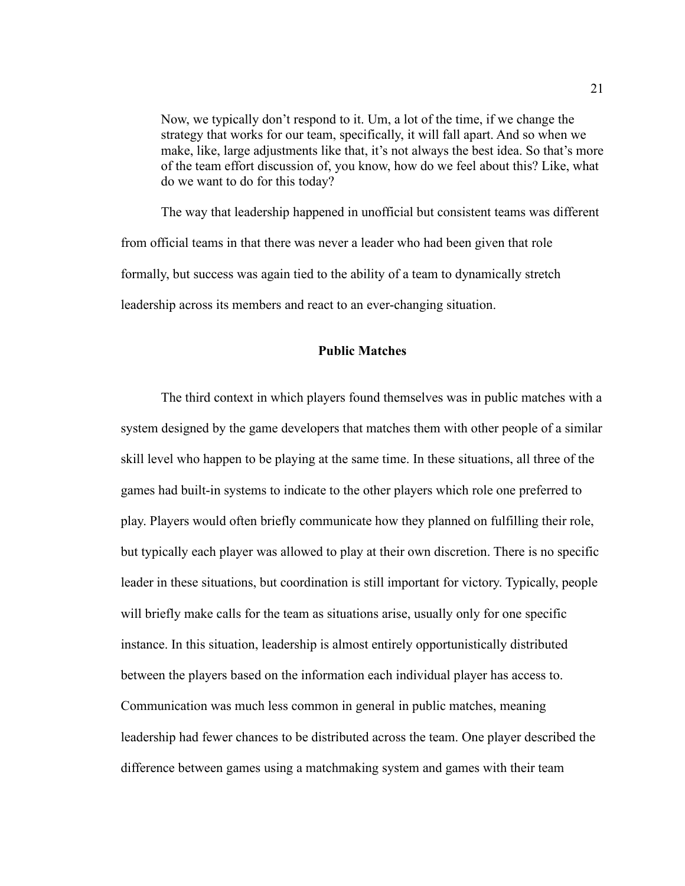> Now, we typically don't respond to it. Um, a lot of the time, if we change the strategy that works for our team, specifically, it will fall apart. And so when we make, like, large adjustments like that, it's not always the best idea. So that's more of the team effort discussion of, you know, how do we feel about this? Like, what do we want to do for this today?

The way that leadership happened in unofficial but consistent teams was different from official teams in that there was never a leader who had been given that role formally, but success was again tied to the ability of a team to dynamically stretch leadership across its members and react to an ever-changing situation.

## Public Matches

The third context in which players found themselves was in public matches with a system designed by the game developers that matches them with other people of a similar skill level who happen to be playing at the same time. In these situations, all three of the games had built-in systems to indicate to the other players which role one preferred to play. Players would often briefly communicate how they planned on fulfilling their role, but typically each player was allowed to play at their own discretion. There is no specific leader in these situations, but coordination is still important for victory. Typically, people will briefly make calls for the team as situations arise, usually only for one specific instance. In this situation, leadership is almost entirely opportunistically distributed between the players based on the information each individual player has access to. Communication was much less common in general in public matches, meaning leadership had fewer chances to be distributed across the team. One player described the difference between games using a matchmaking system and games with their team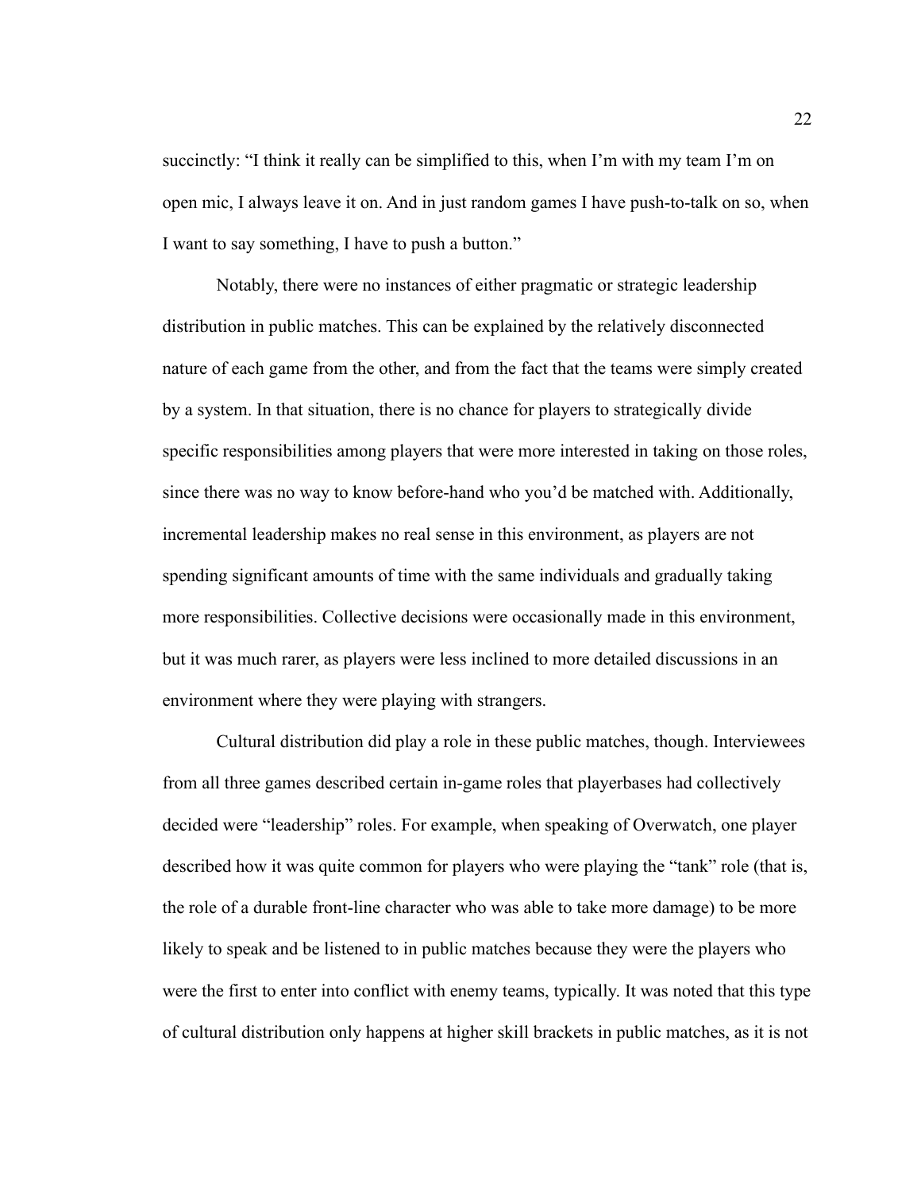succinctly: “I think it really can be simplified to this, when I’m with my team I’m on open mic, I always leave it on. And in just random games I have push-to-talk on so, when I want to say something, I have to push a button.”

Notably, there were no instances of either pragmatic or strategic leadership distribution in public matches. This can be explained by the relatively disconnected nature of each game from the other, and from the fact that the teams were simply created by a system. In that situation, there is no chance for players to strategically divide specific responsibilities among players that were more interested in taking on those roles, since there was no way to know before-hand who you’d be matched with. Additionally, incremental leadership makes no real sense in this environment, as players are not spending significant amounts of time with the same individuals and gradually taking more responsibilities. Collective decisions were occasionally made in this environment, but it was much rarer, as players were less inclined to more detailed discussions in an environment where they were playing with strangers.

Cultural distribution did play a role in these public matches, though. Interviewees from all three games described certain in-game roles that playerbases had collectively decided were “leadership” roles. For example, when speaking of Overwatch, one player described how it was quite common for players who were playing the “tank” role (that is, the role of a durable front-line character who was able to take more damage) to be more likely to speak and be listened to in public matches because they were the players who were the first to enter into conflict with enemy teams, typically. It was noted that this type of cultural distribution only happens at higher skill brackets in public matches, as it is not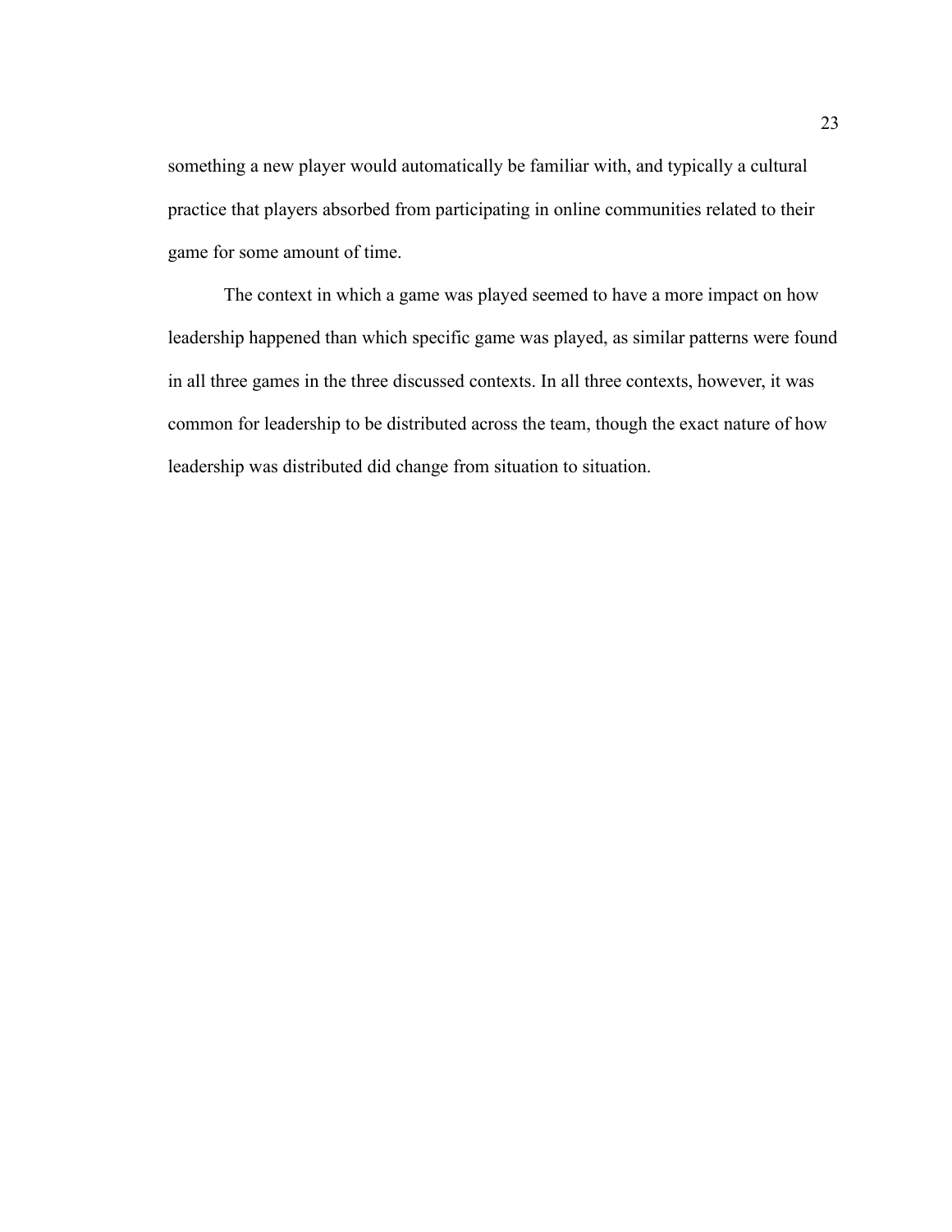something a new player would automatically be familiar with, and typically a cultural practice that players absorbed from participating in online communities related to their game for some amount of time.

The context in which a game was played seemed to have a more impact on how leadership happened than which specific game was played, as similar patterns were found in all three games in the three discussed contexts. In all three contexts, however, it was common for leadership to be distributed across the team, though the exact nature of how leadership was distributed did change from situation to situation.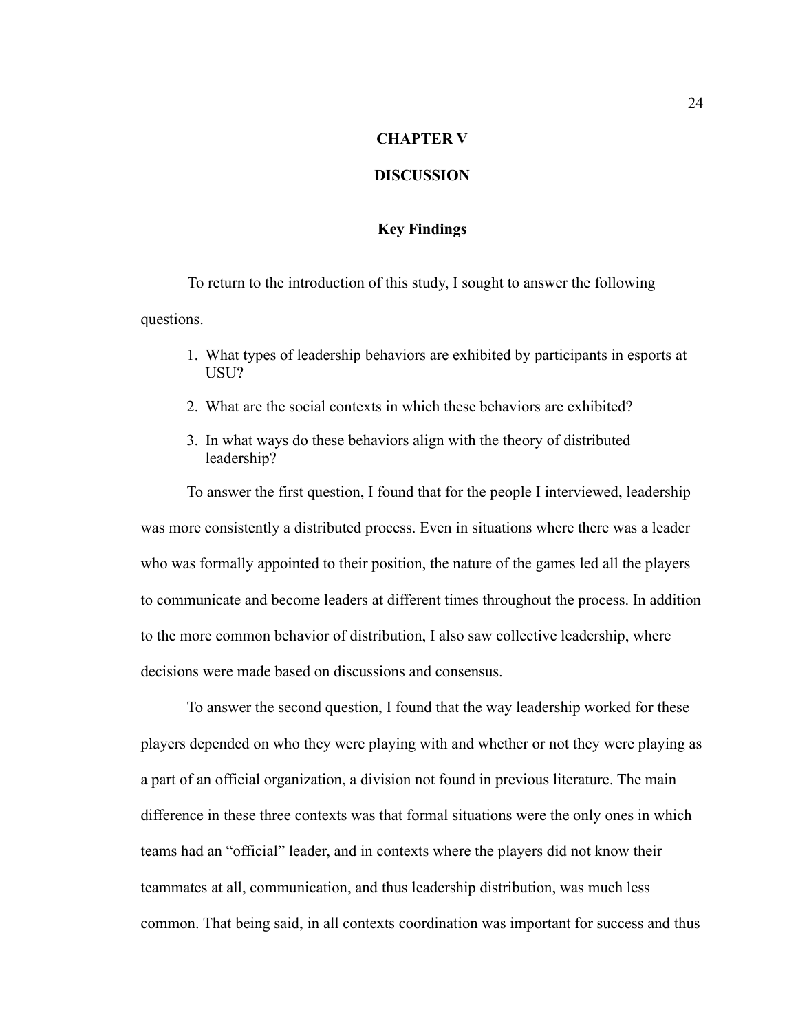# CHAPTER V

# DISCUSSION

## Key Findings

To return to the introduction of this study, I sought to answer the following questions.

1. What types of leadership behaviors are exhibited by participants in esports at USU?
2. What are the social contexts in which these behaviors are exhibited?
3. In what ways do these behaviors align with the theory of distributed leadership?

To answer the first question, I found that for the people I interviewed, leadership was more consistently a distributed process. Even in situations where there was a leader who was formally appointed to their position, the nature of the games led all the players to communicate and become leaders at different times throughout the process. In addition to the more common behavior of distribution, I also saw collective leadership, where decisions were made based on discussions and consensus.

To answer the second question, I found that the way leadership worked for these players depended on who they were playing with and whether or not they were playing as a part of an official organization, a division not found in previous literature. The main difference in these three contexts was that formal situations were the only ones in which teams had an "official" leader, and in contexts where the players did not know their teammates at all, communication, and thus leadership distribution, was much less common. That being said, in all contexts coordination was important for success and thus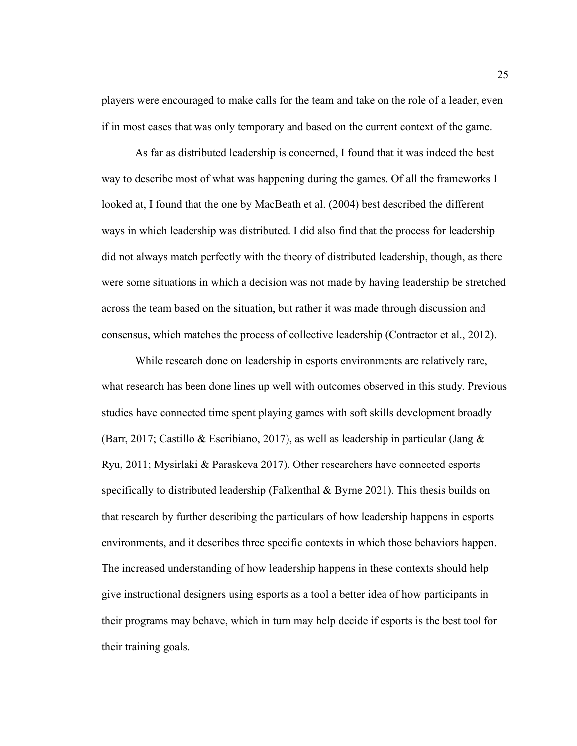players were encouraged to make calls for the team and take on the role of a leader, even if in most cases that was only temporary and based on the current context of the game.

As far as distributed leadership is concerned, I found that it was indeed the best way to describe most of what was happening during the games. Of all the frameworks I looked at, I found that the one by MacBeath et al. (2004) best described the different ways in which leadership was distributed. I did also find that the process for leadership did not always match perfectly with the theory of distributed leadership, though, as there were some situations in which a decision was not made by having leadership be stretched across the team based on the situation, but rather it was made through discussion and consensus, which matches the process of collective leadership (Contractor et al., 2012).

While research done on leadership in esports environments are relatively rare, what research has been done lines up well with outcomes observed in this study. Previous studies have connected time spent playing games with soft skills development broadly (Barr, 2017; Castillo & Escribiano, 2017), as well as leadership in particular (Jang & Ryu, 2011; Mysirlaki & Paraskeva 2017). Other researchers have connected esports specifically to distributed leadership (Falkenthal & Byrne 2021). This thesis builds on that research by further describing the particulars of how leadership happens in esports environments, and it describes three specific contexts in which those behaviors happen. The increased understanding of how leadership happens in these contexts should help give instructional designers using esports as a tool a better idea of how participants in their programs may behave, which in turn may help decide if esports is the best tool for their training goals.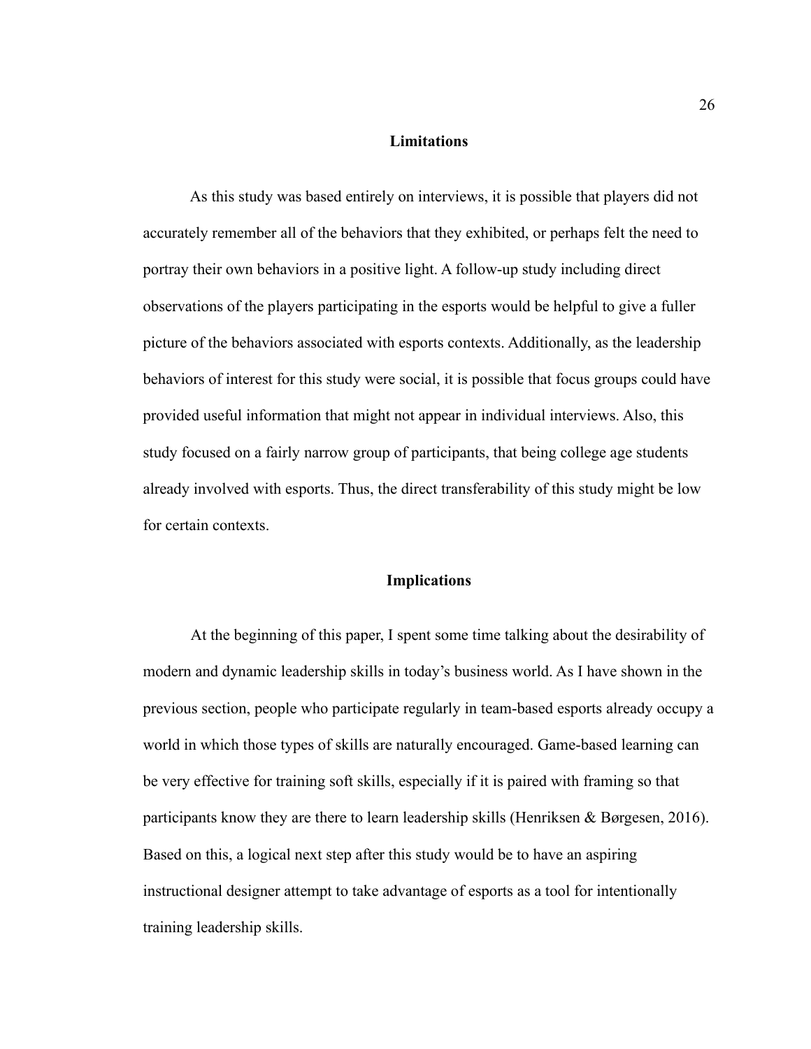## Limitations

As this study was based entirely on interviews, it is possible that players did not accurately remember all of the behaviors that they exhibited, or perhaps felt the need to portray their own behaviors in a positive light. A follow-up study including direct observations of the players participating in the esports would be helpful to give a fuller picture of the behaviors associated with esports contexts. Additionally, as the leadership behaviors of interest for this study were social, it is possible that focus groups could have provided useful information that might not appear in individual interviews. Also, this study focused on a fairly narrow group of participants, that being college age students already involved with esports. Thus, the direct transferability of this study might be low for certain contexts.

## Implications

At the beginning of this paper, I spent some time talking about the desirability of modern and dynamic leadership skills in today's business world. As I have shown in the previous section, people who participate regularly in team-based esports already occupy a world in which those types of skills are naturally encouraged. Game-based learning can be very effective for training soft skills, especially if it is paired with framing so that participants know they are there to learn leadership skills (Henriksen & Børgesen, 2016). Based on this, a logical next step after this study would be to have an aspiring instructional designer attempt to take advantage of esports as a tool for intentionally training leadership skills.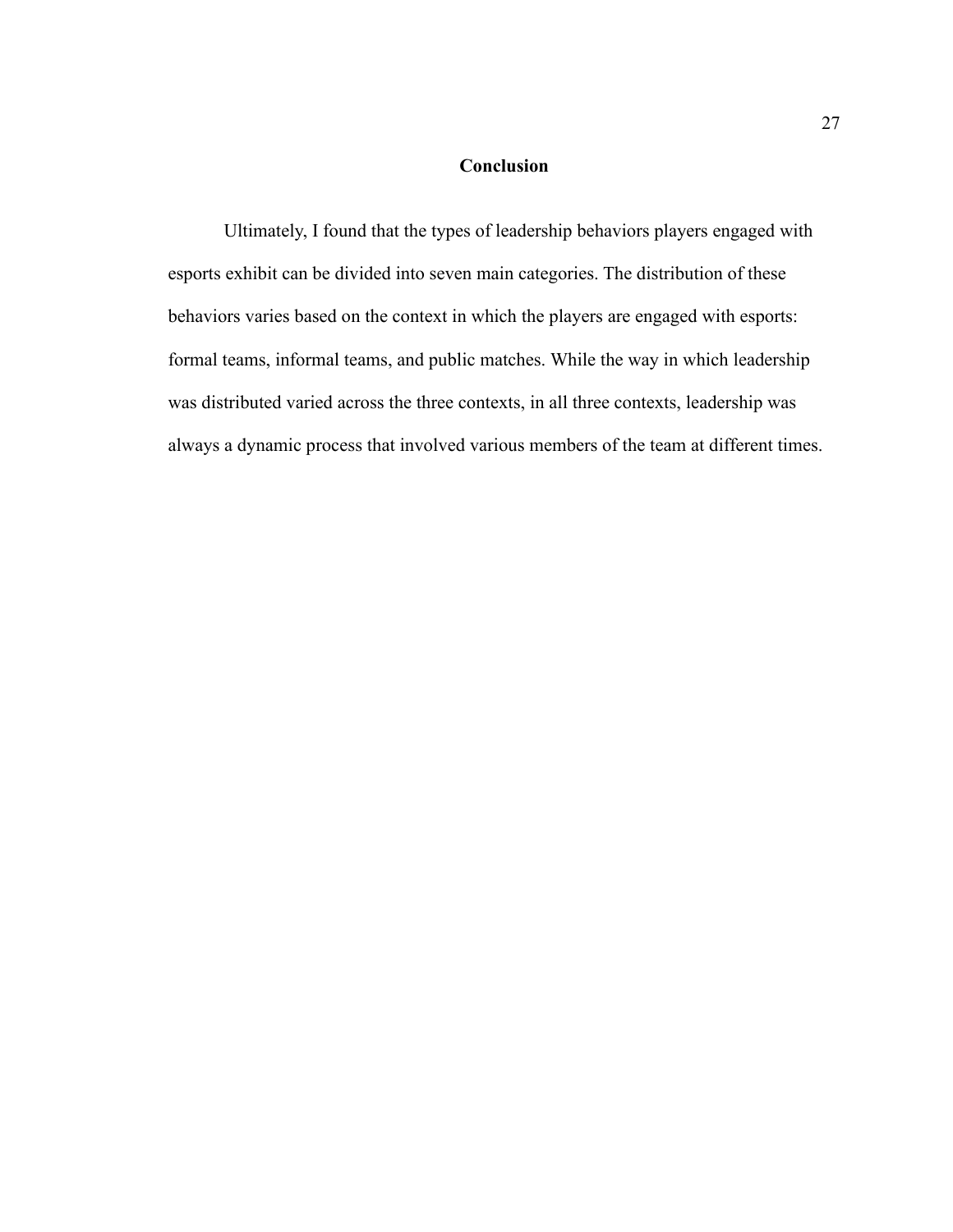## Conclusion

Ultimately, I found that the types of leadership behaviors players engaged with esports exhibit can be divided into seven main categories. The distribution of these behaviors varies based on the context in which the players are engaged with esports: formal teams, informal teams, and public matches. While the way in which leadership was distributed varied across the three contexts, in all three contexts, leadership was always a dynamic process that involved various members of the team at different times.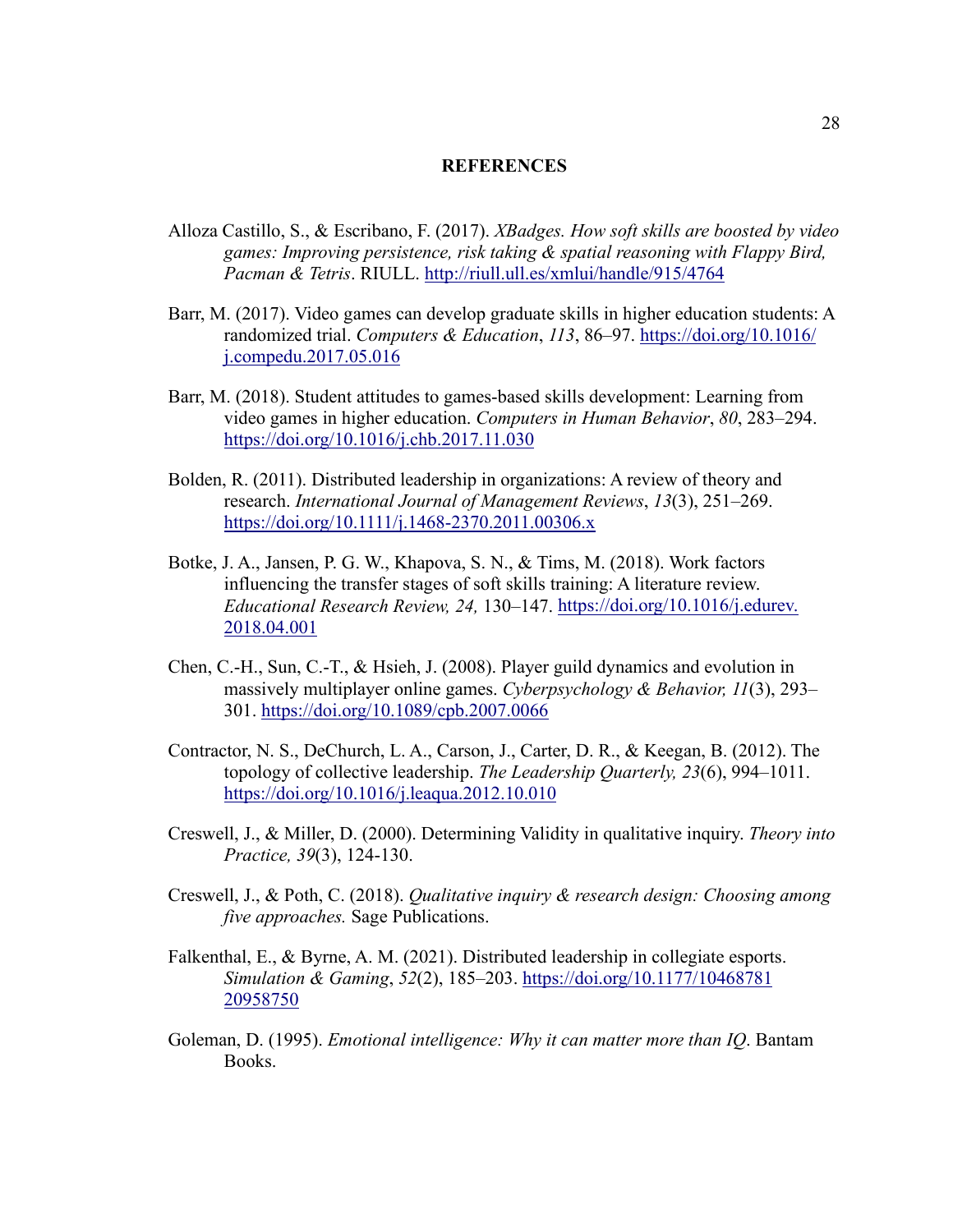# REFERENCES

Alloza Castillo, S., & Escribano, F. (2017). *XBadges. How soft skills are boosted by video games: Improving persistence, risk taking & spatial reasoning with Flappy Bird, Pacman & Tetris*. RIULL. http://riull.ull.es/xmlui/handle/915/4764

Barr, M. (2017). Video games can develop graduate skills in higher education students: A randomized trial. *Computers & Education*, *113*, 86–97. https://doi.org/10.1016/j.compedu.2017.05.016

Barr, M. (2018). Student attitudes to games-based skills development: Learning from video games in higher education. *Computers in Human Behavior*, *80*, 283–294. https://doi.org/10.1016/j.chb.2017.11.030

Bolden, R. (2011). Distributed leadership in organizations: A review of theory and research. *International Journal of Management Reviews*, *13*(3), 251–269. https://doi.org/10.1111/j.1468-2370.2011.00306.x

Botke, J. A., Jansen, P. G. W., Khapova, S. N., & Tims, M. (2018). Work factors influencing the transfer stages of soft skills training: A literature review. *Educational Research Review, 24,* 130–147. https://doi.org/10.1016/j.edurev.2018.04.001

Chen, C.-H., Sun, C.-T., & Hsieh, J. (2008). Player guild dynamics and evolution in massively multiplayer online games. *Cyberpsychology & Behavior, 11*(3), 293–301. https://doi.org/10.1089/cpb.2007.0066

Contractor, N. S., DeChurch, L. A., Carson, J., Carter, D. R., & Keegan, B. (2012). The topology of collective leadership. *The Leadership Quarterly, 23*(6), 994–1011. https://doi.org/10.1016/j.leaqua.2012.10.010

Creswell, J., & Miller, D. (2000). Determining Validity in qualitative inquiry. *Theory into Practice, 39*(3), 124-130.

Creswell, J., & Poth, C. (2018). *Qualitative inquiry & research design: Choosing among five approaches.* Sage Publications.

Falkenthal, E., & Byrne, A. M. (2021). Distributed leadership in collegiate esports. *Simulation & Gaming*, *52*(2), 185–203. https://doi.org/10.1177/1046878120958750

Goleman, D. (1995). *Emotional intelligence: Why it can matter more than IQ*. Bantam Books.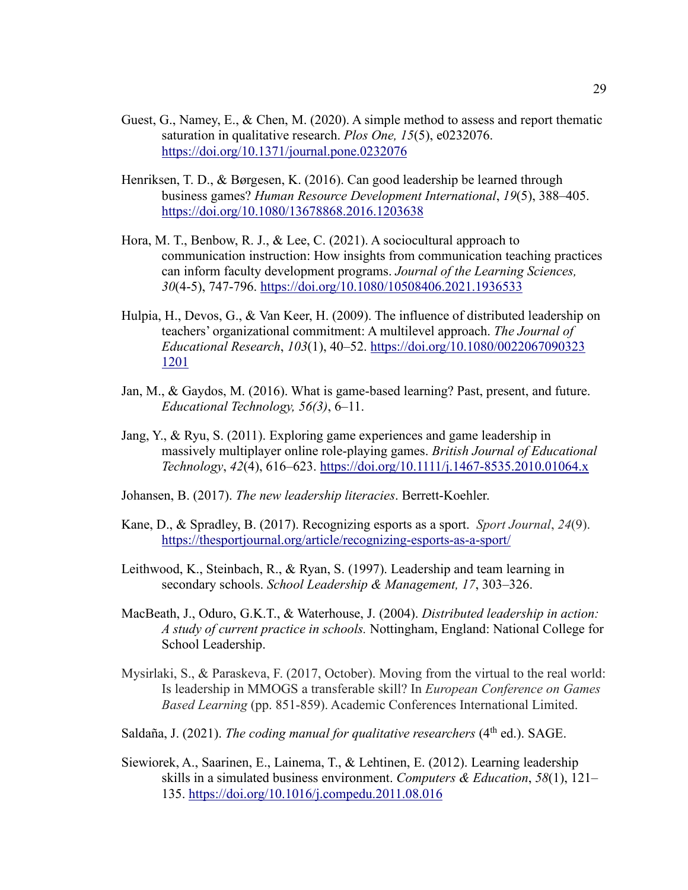Guest, G., Namey, E., & Chen, M. (2020). A simple method to assess and report thematic saturation in qualitative research. *Plos One, 15*(5), e0232076. https://doi.org/10.1371/journal.pone.0232076

Henriksen, T. D., & Børgesen, K. (2016). Can good leadership be learned through business games? *Human Resource Development International*, *19*(5), 388–405. https://doi.org/10.1080/13678868.2016.1203638

Hora, M. T., Benbow, R. J., & Lee, C. (2021). A sociocultural approach to communication instruction: How insights from communication teaching practices can inform faculty development programs. *Journal of the Learning Sciences, 30*(4-5), 747-796. https://doi.org/10.1080/10508406.2021.1936533

Hulpia, H., Devos, G., & Van Keer, H. (2009). The influence of distributed leadership on teachers' organizational commitment: A multilevel approach. *The Journal of Educational Research*, *103*(1), 40–52. https://doi.org/10.1080/00220670903231201

Jan, M., & Gaydos, M. (2016). What is game-based learning? Past, present, and future. *Educational Technology, 56(3)*, 6–11.

Jang, Y., & Ryu, S. (2011). Exploring game experiences and game leadership in massively multiplayer online role-playing games. *British Journal of Educational Technology*, *42*(4), 616–623. https://doi.org/10.1111/j.1467-8535.2010.01064.x

Johansen, B. (2017). *The new leadership literacies*. Berrett-Koehler.

Kane, D., & Spradley, B. (2017). Recognizing esports as a sport. *Sport Journal*, *24*(9). https://thesportjournal.org/article/recognizing-esports-as-a-sport/

Leithwood, K., Steinbach, R., & Ryan, S. (1997). Leadership and team learning in secondary schools. *School Leadership & Management, 17*, 303–326.

MacBeath, J., Oduro, G.K.T., & Waterhouse, J. (2004). *Distributed leadership in action: A study of current practice in schools.* Nottingham, England: National College for School Leadership.

Mysirlaki, S., & Paraskeva, F. (2017, October). Moving from the virtual to the real world: Is leadership in MMOGS a transferable skill? In *European Conference on Games Based Learning* (pp. 851-859). Academic Conferences International Limited.

Saldaña, J. (2021). *The coding manual for qualitative researchers* (4th ed.). SAGE.

Siewiorek, A., Saarinen, E., Lainema, T., & Lehtinen, E. (2012). Learning leadership skills in a simulated business environment. *Computers & Education*, *58*(1), 121–135. https://doi.org/10.1016/j.compedu.2011.08.016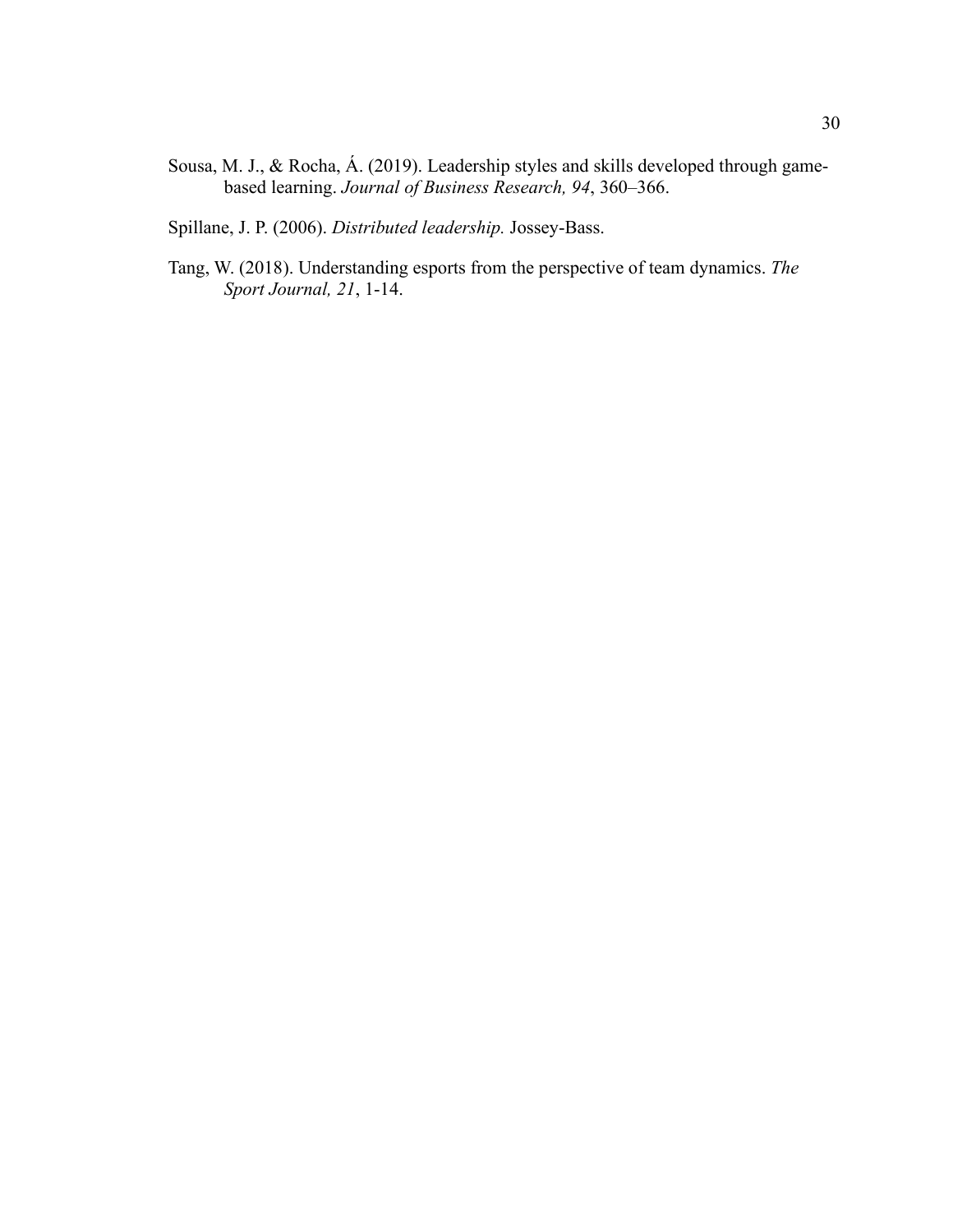Sousa, M. J., & Rocha, Á. (2019). Leadership styles and skills developed through game-based learning. *Journal of Business Research, 94*, 360–366.

Spillane, J. P. (2006). *Distributed leadership.* Jossey-Bass.

Tang, W. (2018). Understanding esports from the perspective of team dynamics. *The Sport Journal, 21*, 1-14.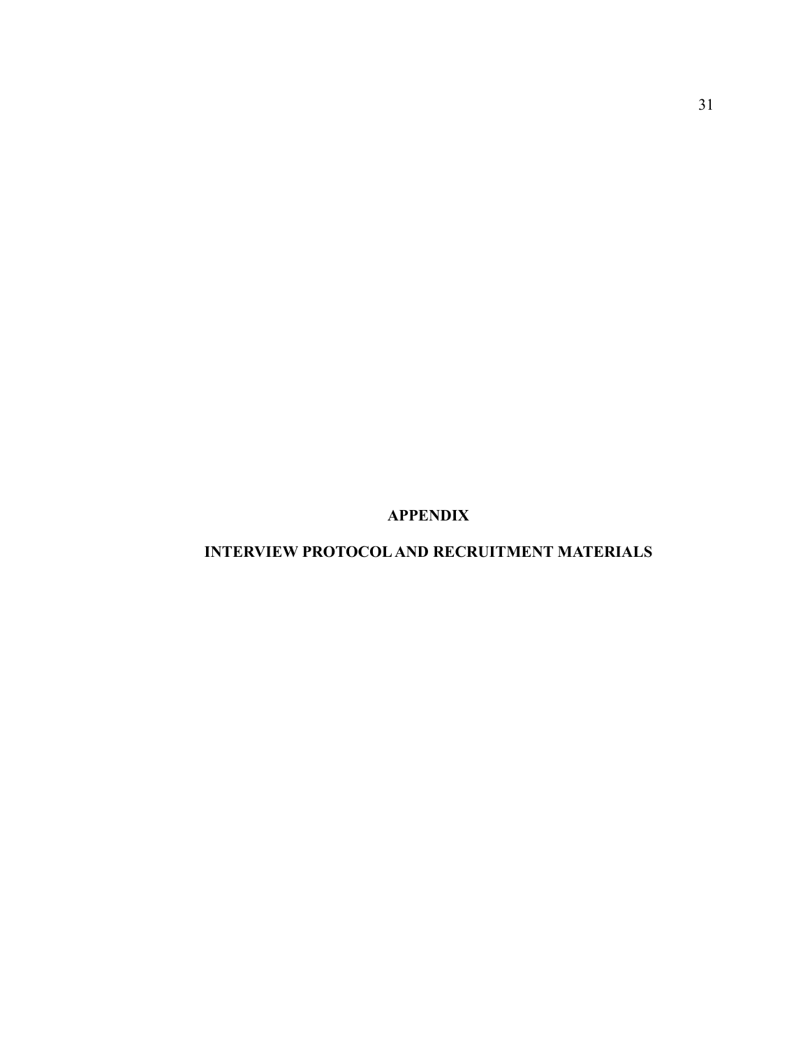# APPENDIX

## INTERVIEW PROTOCOL AND RECRUITMENT MATERIALS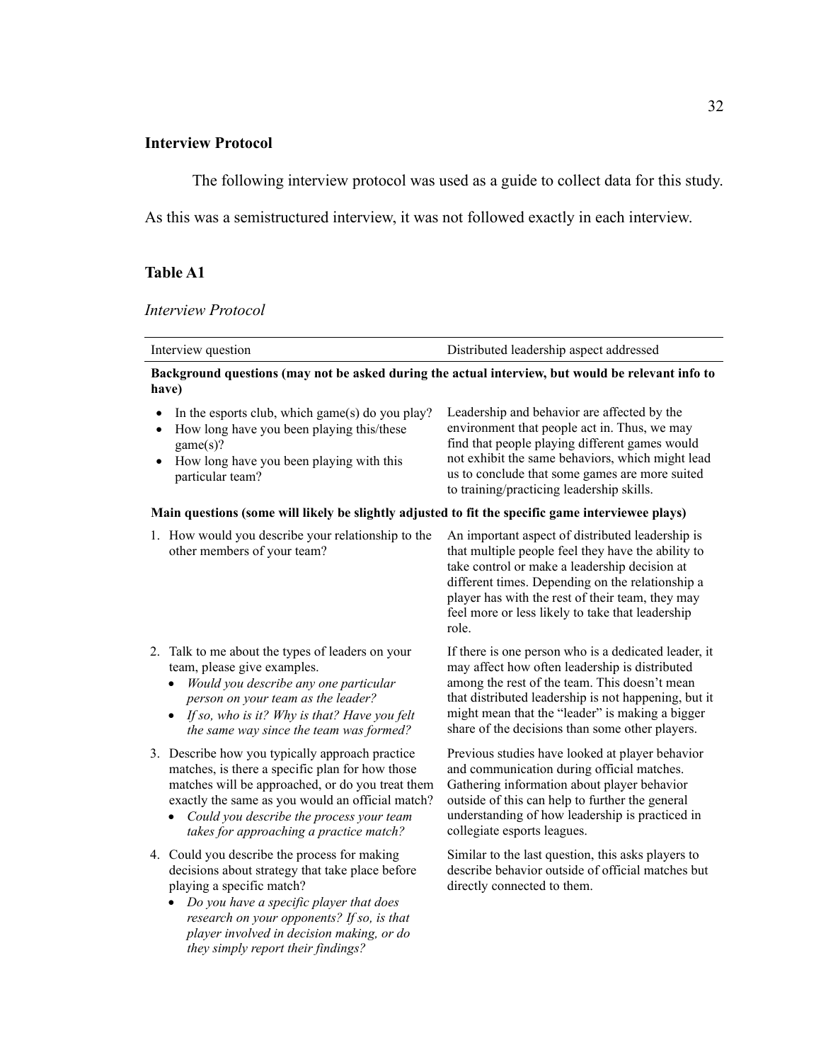## Interview Protocol

The following interview protocol was used as a guide to collect data for this study. As this was a semistructured interview, it was not followed exactly in each interview.

### Table A1

*Interview Protocol*

| Interview question | Distributed leadership aspect addressed |
|---|---|
| **Background questions (may not be asked during the actual interview, but would be relevant info to have)** | |
| • In the esports club, which game(s) do you play?<br>• How long have you been playing this/these game(s)?<br>• How long have you been playing with this particular team? | Leadership and behavior are affected by the environment that people act in. Thus, we may find that people playing different games would not exhibit the same behaviors, which might lead us to conclude that some games are more suited to training/practicing leadership skills. |
| **Main questions (some will likely be slightly adjusted to fit the specific game interviewee plays)** | |
| 1. How would you describe your relationship to the other members of your team? | An important aspect of distributed leadership is that multiple people feel they have the ability to take control or make a leadership decision at different times. Depending on the relationship a player has with the rest of their team, they may feel more or less likely to take that leadership role. |
| 2. Talk to me about the types of leaders on your team, please give examples.<br>• *Would you describe any one particular person on your team as the leader?*<br>• *If so, who is it? Why is that? Have you felt the same way since the team was formed?* | If there is one person who is a dedicated leader, it may affect how often leadership is distributed among the rest of the team. This doesn't mean that distributed leadership is not happening, but it might mean that the "leader" is making a bigger share of the decisions than some other players. |
| 3. Describe how you typically approach practice matches, is there a specific plan for how those matches will be approached, or do you treat them exactly the same as you would an official match?<br>• *Could you describe the process your team takes for approaching a practice match?* | Previous studies have looked at player behavior and communication during official matches. Gathering information about player behavior outside of this can help to further the general understanding of how leadership is practiced in collegiate esports leagues. |
| 4. Could you describe the process for making decisions about strategy that take place before playing a specific match?<br>• *Do you have a specific player that does research on your opponents? If so, is that player involved in decision making, or do they simply report their findings?* | Similar to the last question, this asks players to describe behavior outside of official matches but directly connected to them. |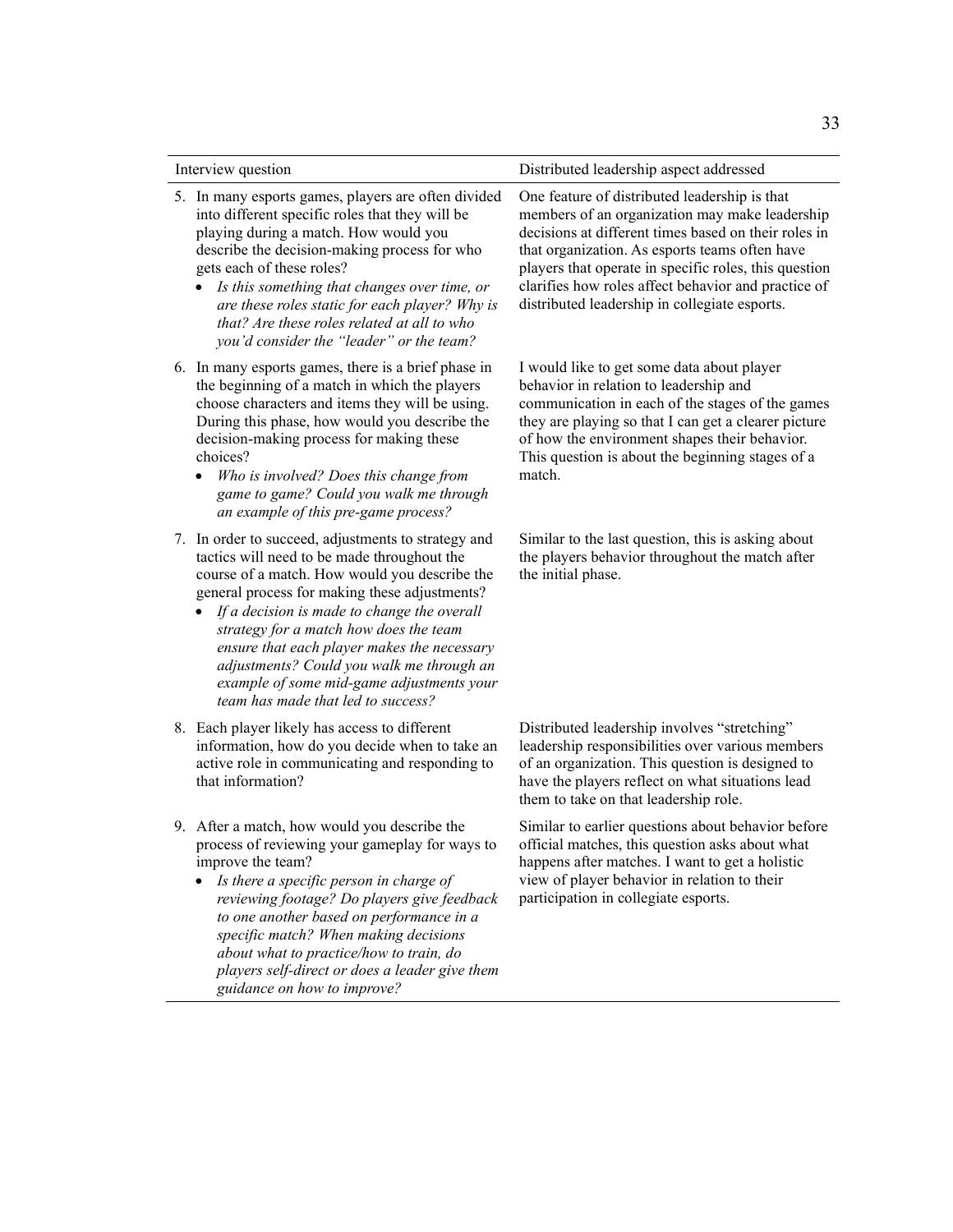| Interview question | Distributed leadership aspect addressed |
| --- | --- |
| 5. In many esports games, players are often divided into different specific roles that they will be playing during a match. How would you describe the decision-making process for who gets each of these roles?<br>• *Is this something that changes over time, or are these roles static for each player? Why is that? Are these roles related at all to who you'd consider the "leader" or the team?* | One feature of distributed leadership is that members of an organization may make leadership decisions at different times based on their roles in that organization. As esports teams often have players that operate in specific roles, this question clarifies how roles affect behavior and practice of distributed leadership in collegiate esports. |
| 6. In many esports games, there is a brief phase in the beginning of a match in which the players choose characters and items they will be using. During this phase, how would you describe the decision-making process for making these choices?<br>• *Who is involved? Does this change from game to game? Could you walk me through an example of this pre-game process?* | I would like to get some data about player behavior in relation to leadership and communication in each of the stages of the games they are playing so that I can get a clearer picture of how the environment shapes their behavior. This question is about the beginning stages of a match. |
| 7. In order to succeed, adjustments to strategy and tactics will need to be made throughout the course of a match. How would you describe the general process for making these adjustments?<br>• *If a decision is made to change the overall strategy for a match how does the team ensure that each player makes the necessary adjustments? Could you walk me through an example of some mid-game adjustments your team has made that led to success?* | Similar to the last question, this is asking about the players behavior throughout the match after the initial phase. |
| 8. Each player likely has access to different information, how do you decide when to take an active role in communicating and responding to that information? | Distributed leadership involves "stretching" leadership responsibilities over various members of an organization. This question is designed to have the players reflect on what situations lead them to take on that leadership role. |
| 9. After a match, how would you describe the process of reviewing your gameplay for ways to improve the team?<br>• *Is there a specific person in charge of reviewing footage? Do players give feedback to one another based on performance in a specific match? When making decisions about what to practice/how to train, do players self-direct or does a leader give them guidance on how to improve?* | Similar to earlier questions about behavior before official matches, this question asks about what happens after matches. I want to get a holistic view of player behavior in relation to their participation in collegiate esports. |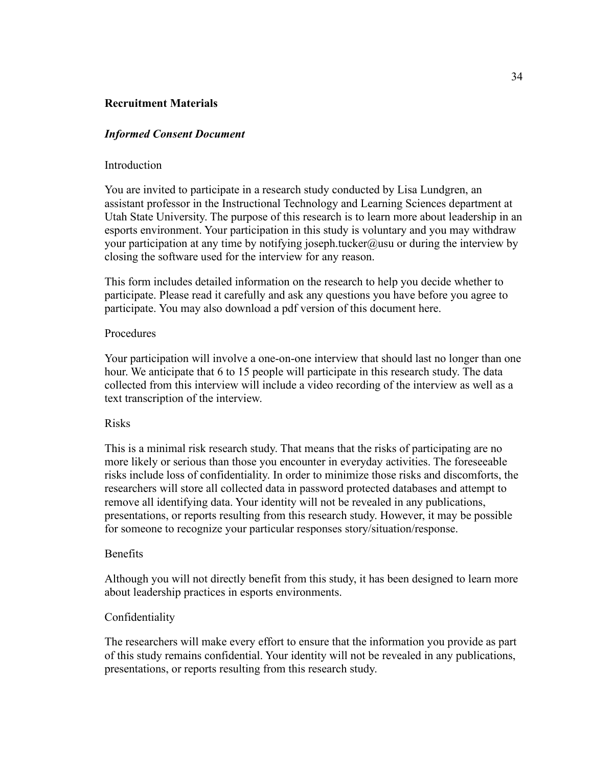**Recruitment Materials**

***Informed Consent Document***

Introduction

You are invited to participate in a research study conducted by Lisa Lundgren, an assistant professor in the Instructional Technology and Learning Sciences department at Utah State University. The purpose of this research is to learn more about leadership in an esports environment. Your participation in this study is voluntary and you may withdraw your participation at any time by notifying joseph.tucker@usu or during the interview by closing the software used for the interview for any reason.

This form includes detailed information on the research to help you decide whether to participate. Please read it carefully and ask any questions you have before you agree to participate. You may also download a pdf version of this document here.

Procedures

Your participation will involve a one-on-one interview that should last no longer than one hour. We anticipate that 6 to 15 people will participate in this research study. The data collected from this interview will include a video recording of the interview as well as a text transcription of the interview.

Risks

This is a minimal risk research study. That means that the risks of participating are no more likely or serious than those you encounter in everyday activities. The foreseeable risks include loss of confidentiality. In order to minimize those risks and discomforts, the researchers will store all collected data in password protected databases and attempt to remove all identifying data. Your identity will not be revealed in any publications, presentations, or reports resulting from this research study. However, it may be possible for someone to recognize your particular responses story/situation/response.

Benefits

Although you will not directly benefit from this study, it has been designed to learn more about leadership practices in esports environments.

Confidentiality

The researchers will make every effort to ensure that the information you provide as part of this study remains confidential. Your identity will not be revealed in any publications, presentations, or reports resulting from this research study.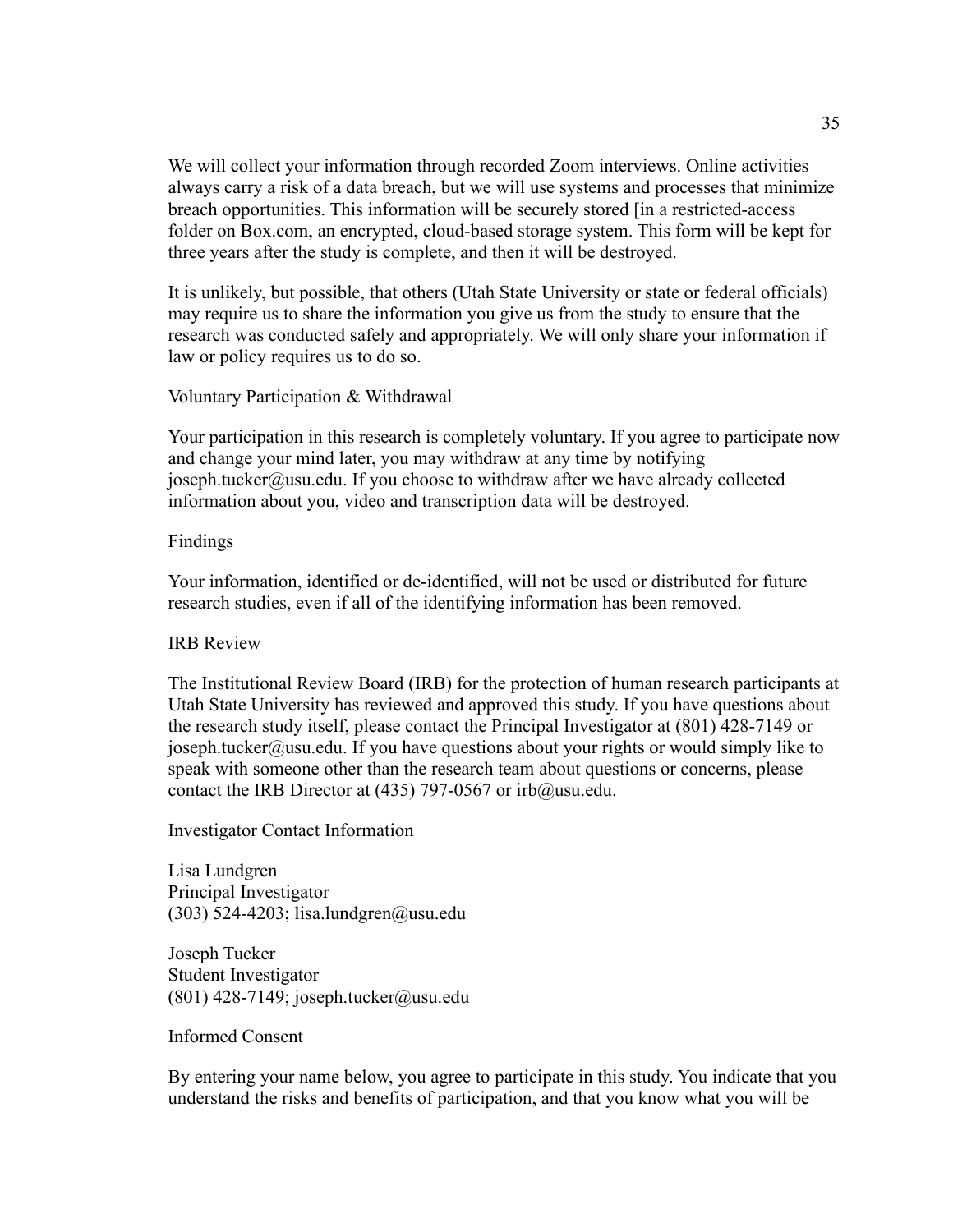We will collect your information through recorded Zoom interviews. Online activities always carry a risk of a data breach, but we will use systems and processes that minimize breach opportunities. This information will be securely stored [in a restricted-access folder on Box.com, an encrypted, cloud-based storage system. This form will be kept for three years after the study is complete, and then it will be destroyed.

It is unlikely, but possible, that others (Utah State University or state or federal officials) may require us to share the information you give us from the study to ensure that the research was conducted safely and appropriately. We will only share your information if law or policy requires us to do so.

Voluntary Participation & Withdrawal

Your participation in this research is completely voluntary. If you agree to participate now and change your mind later, you may withdraw at any time by notifying joseph.tucker@usu.edu. If you choose to withdraw after we have already collected information about you, video and transcription data will be destroyed.

Findings

Your information, identified or de-identified, will not be used or distributed for future research studies, even if all of the identifying information has been removed.

IRB Review

The Institutional Review Board (IRB) for the protection of human research participants at Utah State University has reviewed and approved this study. If you have questions about the research study itself, please contact the Principal Investigator at (801) 428-7149 or joseph.tucker@usu.edu. If you have questions about your rights or would simply like to speak with someone other than the research team about questions or concerns, please contact the IRB Director at (435) 797-0567 or irb@usu.edu.

Investigator Contact Information

Lisa Lundgren
Principal Investigator
(303) 524-4203; lisa.lundgren@usu.edu

Joseph Tucker
Student Investigator
(801) 428-7149; joseph.tucker@usu.edu

Informed Consent

By entering your name below, you agree to participate in this study. You indicate that you understand the risks and benefits of participation, and that you know what you will be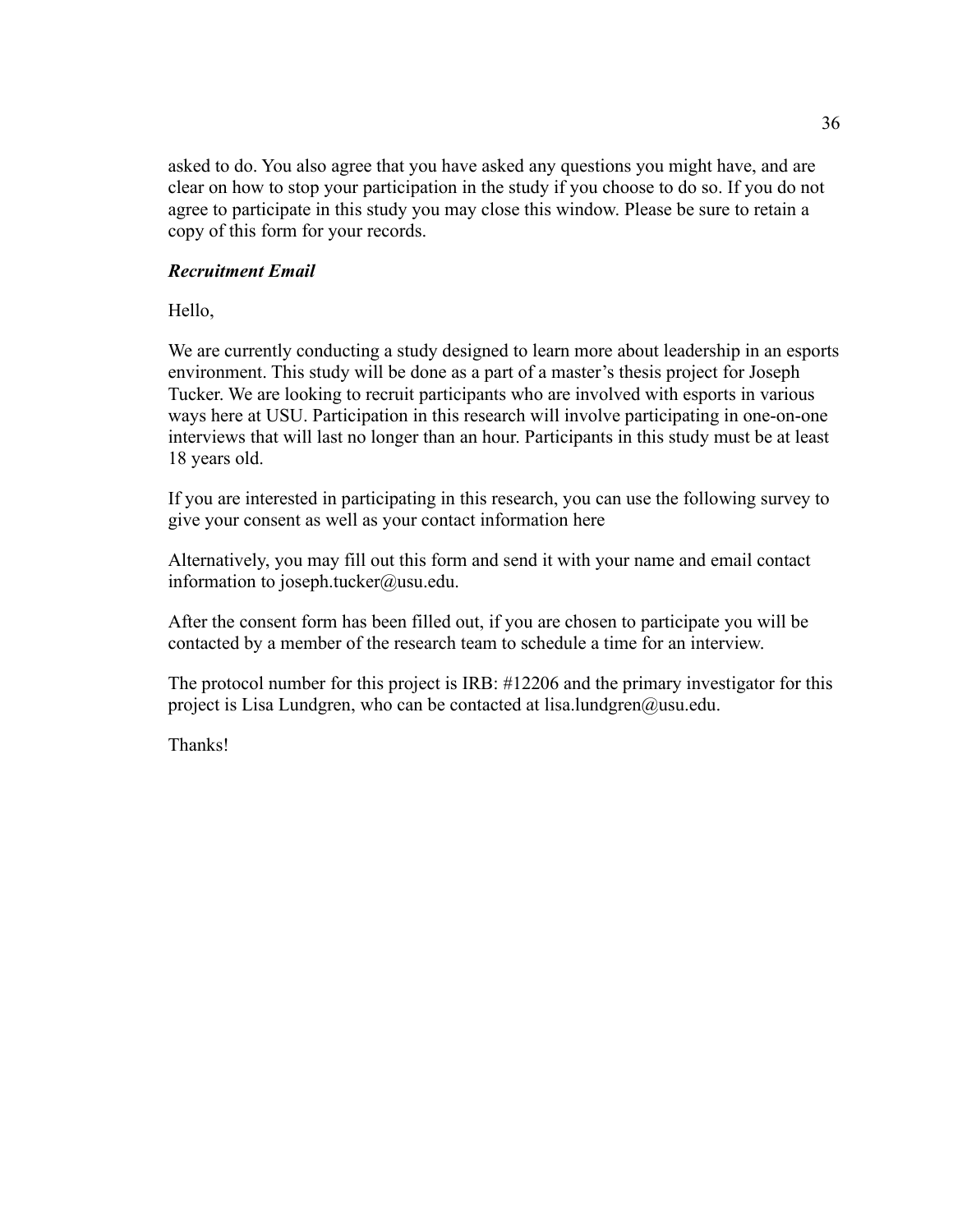asked to do. You also agree that you have asked any questions you might have, and are clear on how to stop your participation in the study if you choose to do so. If you do not agree to participate in this study you may close this window. Please be sure to retain a copy of this form for your records.

***Recruitment Email***

Hello,

We are currently conducting a study designed to learn more about leadership in an esports environment. This study will be done as a part of a master's thesis project for Joseph Tucker. We are looking to recruit participants who are involved with esports in various ways here at USU. Participation in this research will involve participating in one-on-one interviews that will last no longer than an hour. Participants in this study must be at least 18 years old.

If you are interested in participating in this research, you can use the following survey to give your consent as well as your contact information here

Alternatively, you may fill out this form and send it with your name and email contact information to joseph.tucker@usu.edu.

After the consent form has been filled out, if you are chosen to participate you will be contacted by a member of the research team to schedule a time for an interview.

The protocol number for this project is IRB: #12206 and the primary investigator for this project is Lisa Lundgren, who can be contacted at lisa.lundgren@usu.edu.

Thanks!